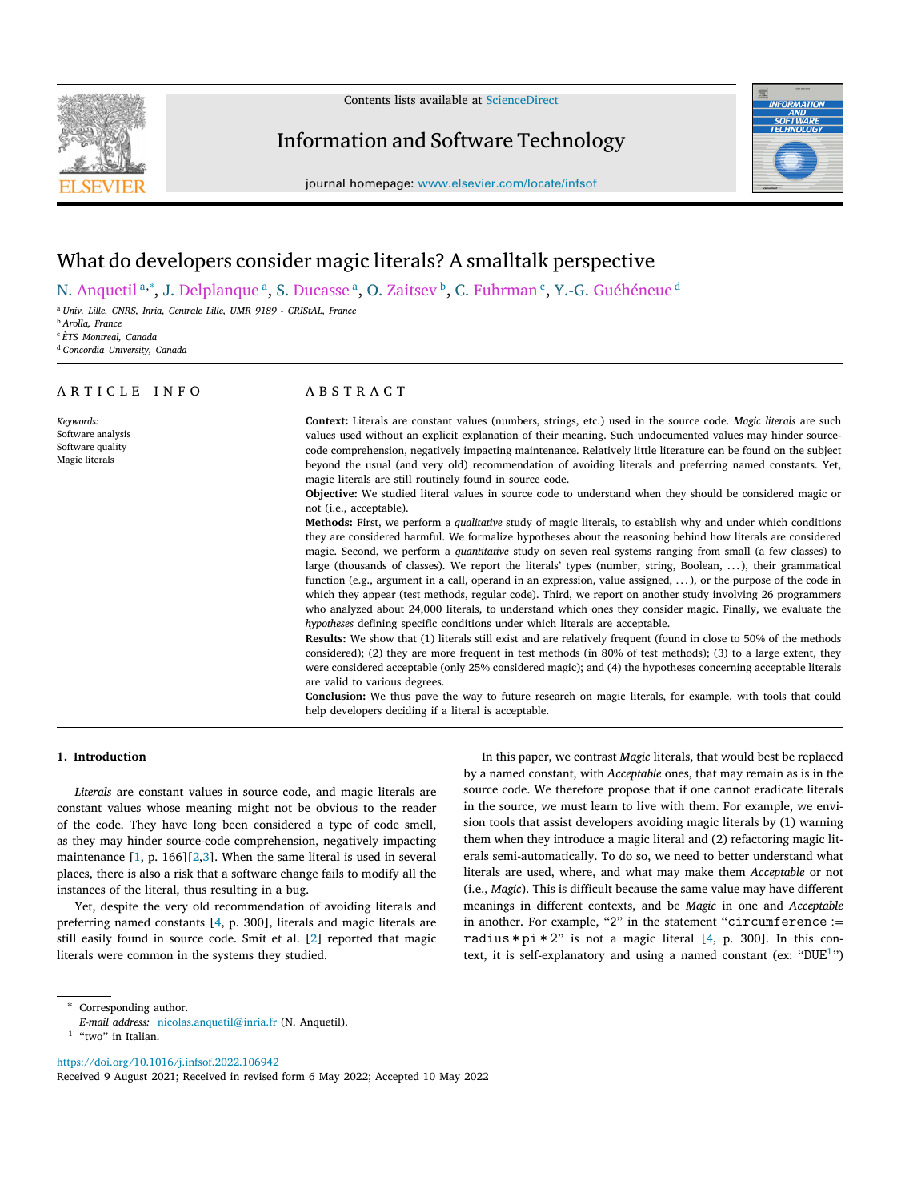# What do developers consider magic literals? A smalltalk perspective

N. Anquetil [a,*], J. Delplanque [a], S. Ducasse [a], O. Zaitsev [b], C. Fuhrman [c], Y.-G. Guéhéneuc [d]

[a] Univ. Lille, CNRS, Inria, Centrale Lille, UMR 9189 - CRIStAL, France
[b] Arolla, France
[c] ÈTS Montreal, Canada
[d] Concordia University, Canada

## ARTICLE INFO

*Keywords:*
Software analysis
Software quality
Magic literals

## ABSTRACT

**Context:** Literals are constant values (numbers, strings, etc.) used in the source code. *Magic literals* are such values used without an explicit explanation of their meaning. Such undocumented values may hinder source-code comprehension, negatively impacting maintenance. Relatively little literature can be found on the subject beyond the usual (and very old) recommendation of avoiding literals and preferring named constants. Yet, magic literals are still routinely found in source code.

**Objective:** We studied literal values in source code to understand when they should be considered magic or not (i.e., acceptable).

**Methods:** First, we perform a *qualitative* study of magic literals, to establish why and under which conditions they are considered harmful. We formalize hypotheses about the reasoning behind how literals are considered magic. Second, we perform a *quantitative* study on seven real systems ranging from small (a few classes) to large (thousands of classes). We report the literals' types (number, string, Boolean, …), their grammatical function (e.g., argument in a call, operand in an expression, value assigned, …), or the purpose of the code in which they appear (test methods, regular code). Third, we report on another study involving 26 programmers who analyzed about 24,000 literals, to understand which ones they consider magic. Finally, we evaluate the *hypotheses* defining specific conditions under which literals are acceptable.

**Results:** We show that (1) literals still exist and are relatively frequent (found in close to 50% of the methods considered); (2) they are more frequent in test methods (in 80% of test methods); (3) to a large extent, they were considered acceptable (only 25% considered magic); and (4) the hypotheses concerning acceptable literals are valid to various degrees.

**Conclusion:** We thus pave the way to future research on magic literals, for example, with tools that could help developers deciding if a literal is acceptable.

## 1. Introduction

*Literals* are constant values in source code, and magic literals are constant values whose meaning might not be obvious to the reader of the code. They have long been considered a type of code smell, as they may hinder source-code comprehension, negatively impacting maintenance [1, p. 166][2,3]. When the same literal is used in several places, there is also a risk that a software change fails to modify all the instances of the literal, thus resulting in a bug.

Yet, despite the very old recommendation of avoiding literals and preferring named constants [4, p. 300], literals and magic literals are still easily found in source code. Smit et al. [2] reported that magic literals were common in the systems they studied.

In this paper, we contrast *Magic* literals, that would best be replaced by a named constant, with *Acceptable* ones, that may remain as is in the source code. We therefore propose that if one cannot eradicate literals in the source, we must learn to live with them. For example, we envision tools that assist developers avoiding magic literals by (1) warning them when they introduce a magic literal and (2) refactoring magic literals semi-automatically. To do so, we need to better understand what literals are used, where, and what may make them *Acceptable* or not (i.e., *Magic*). This is difficult because the same value may have different meanings in different contexts, and be *Magic* in one and *Acceptable* in another. For example, "2" in the statement "`circumference := radius * pi * 2`" is not a magic literal [4, p. 300]. In this context, it is self-explanatory and using a named constant (ex: "`DUE`[1]")

* Corresponding author.
*E-mail address:* nicolas.anquetil@inria.fr (N. Anquetil).
[1] "two" in Italian.

https://doi.org/10.1016/j.infsof.2022.106942
Received 9 August 2021; Received in revised form 6 May 2022; Accepted 10 May 2022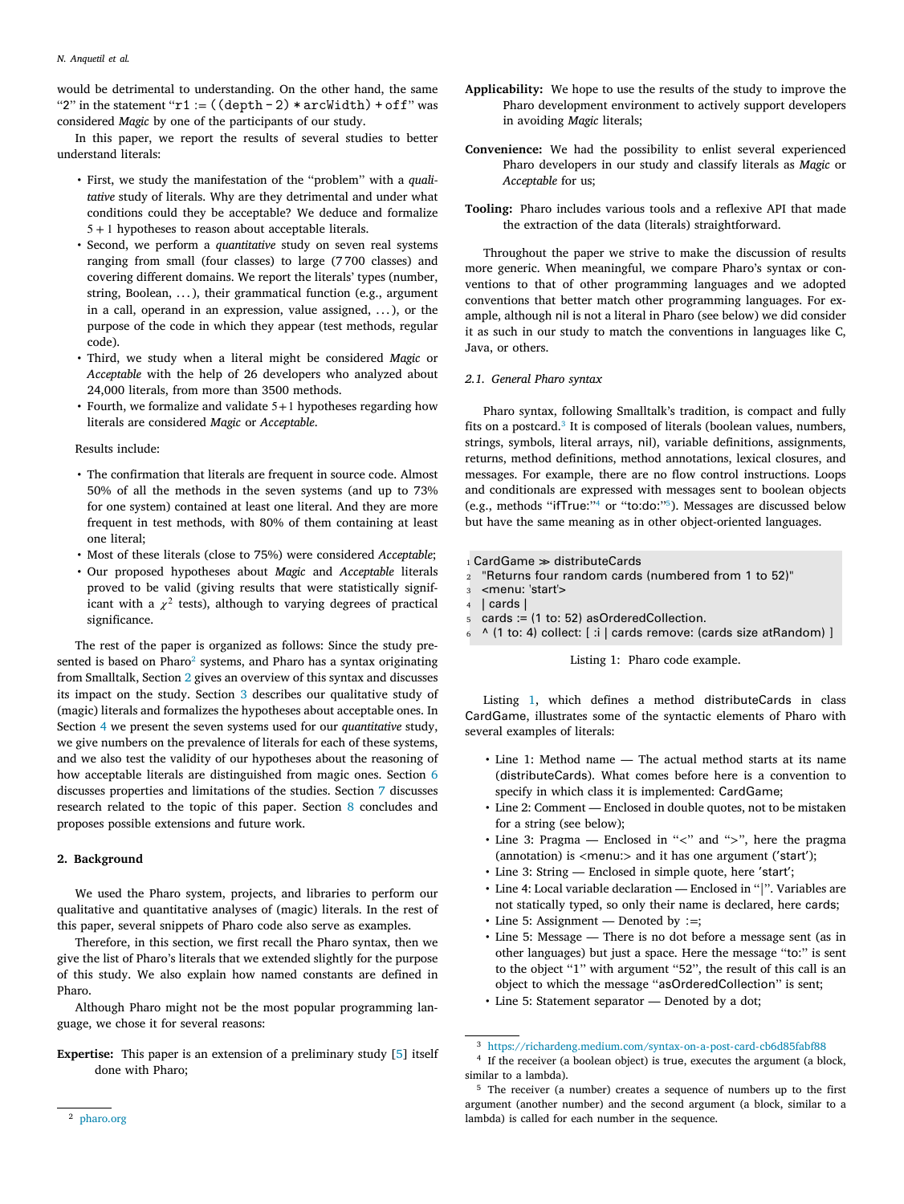would be detrimental to understanding. On the other hand, the same "2" in the statement "`r1 := ((depth - 2) * arcWidth) + off`" was considered *Magic* by one of the participants of our study.

In this paper, we report the results of several studies to better understand literals:

- First, we study the manifestation of the "problem" with a *qualitative* study of literals. Why are they detrimental and under what conditions could they be acceptable? We deduce and formalize $5+1$ hypotheses to reason about acceptable literals.
- Second, we perform a *quantitative* study on seven real systems ranging from small (four classes) to large (7 700 classes) and covering different domains. We report the literals' types (number, string, Boolean, ...), their grammatical function (e.g., argument in a call, operand in an expression, value assigned, ...), or the purpose of the code in which they appear (test methods, regular code).
- Third, we study when a literal might be considered *Magic* or *Acceptable* with the help of 26 developers who analyzed about 24,000 literals, from more than 3500 methods.
- Fourth, we formalize and validate 5+1 hypotheses regarding how literals are considered *Magic* or *Acceptable*.

Results include:

- The confirmation that literals are frequent in source code. Almost 50% of all the methods in the seven systems (and up to 73% for one system) contained at least one literal. And they are more frequent in test methods, with 80% of them containing at least one literal;
- Most of these literals (close to 75%) were considered *Acceptable*;
- Our proposed hypotheses about *Magic* and *Acceptable* literals proved to be valid (giving results that were statistically significant with a $\chi^2$ tests), although to varying degrees of practical significance.

The rest of the paper is organized as follows: Since the study presented is based on Pharo[2] systems, and Pharo has a syntax originating from Smalltalk, Section 2 gives an overview of this syntax and discusses its impact on the study. Section 3 describes our qualitative study of (magic) literals and formalizes the hypotheses about acceptable ones. In Section 4 we present the seven systems used for our *quantitative* study, we give numbers on the prevalence of literals for each of these systems, and we also test the validity of our hypotheses about the reasoning of how acceptable literals are distinguished from magic ones. Section 6 discusses properties and limitations of the studies. Section 7 discusses research related to the topic of this paper. Section 8 concludes and proposes possible extensions and future work.

## 2. Background

We used the Pharo system, projects, and libraries to perform our qualitative and quantitative analyses of (magic) literals. In the rest of this paper, several snippets of Pharo code also serve as examples.

Therefore, in this section, we first recall the Pharo syntax, then we give the list of Pharo's literals that we extended slightly for the purpose of this study. We also explain how named constants are defined in Pharo.

Although Pharo might not be the most popular programming language, we chose it for several reasons:

**Expertise:** This paper is an extension of a preliminary study [5] itself done with Pharo;

**Applicability:** We hope to use the results of the study to improve the Pharo development environment to actively support developers in avoiding *Magic* literals;

**Convenience:** We had the possibility to enlist several experienced Pharo developers in our study and classify literals as *Magic* or *Acceptable* for us;

**Tooling:** Pharo includes various tools and a reflexive API that made the extraction of the data (literals) straightforward.

Throughout the paper we strive to make the discussion of results more generic. When meaningful, we compare Pharo's syntax or conventions to that of other programming languages and we adopted conventions that better match other programming languages. For example, although nil is not a literal in Pharo (see below) we did consider it as such in our study to match the conventions in languages like C, Java, or others.

### 2.1. General Pharo syntax

Pharo syntax, following Smalltalk's tradition, is compact and fully fits on a postcard.[3] It is composed of literals (boolean values, numbers, strings, symbols, literal arrays, nil), variable definitions, assignments, returns, method definitions, method annotations, lexical closures, and messages. For example, there are no flow control instructions. Loops and conditionals are expressed with messages sent to boolean objects (e.g., methods "ifTrue:"[4] or "to:do:"[5]). Messages are discussed below but have the same meaning as in other object-oriented languages.

```
1 CardGame >> distributeCards
2   "Returns four random cards (numbered from 1 to 52)"
3   <menu: 'start'>
4   | cards |
5   cards := (1 to: 52) asOrderedCollection.
6   ^ (1 to: 4) collect: [ :i | cards remove: (cards size atRandom) ]
```

Listing 1: Pharo code example.

Listing 1, which defines a method distributeCards in class CardGame, illustrates some of the syntactic elements of Pharo with several examples of literals:

- Line 1: Method name — The actual method starts at its name (distributeCards). What comes before here is a convention to specify in which class it is implemented: CardGame;
- Line 2: Comment — Enclosed in double quotes, not to be mistaken for a string (see below);
- Line 3: Pragma — Enclosed in "<" and ">", here the pragma (annotation) is <menu:> and it has one argument ('start');
- Line 3: String — Enclosed in simple quote, here 'start';
- Line 4: Local variable declaration — Enclosed in "|". Variables are not statically typed, so only their name is declared, here cards;
- Line 5: Assignment — Denoted by :=;
- Line 5: Message — There is no dot before a message sent (as in other languages) but just a space. Here the message "to:" is sent to the object "1" with argument "52", the result of this call is an object to which the message "asOrderedCollection" is sent;
- Line 5: Statement separator — Denoted by a dot;

[2] pharo.org

[3] https://richardeng.medium.com/syntax-on-a-post-card-cb6d85fabf88

[4] If the receiver (a boolean object) is true, executes the argument (a block, similar to a lambda).

[5] The receiver (a number) creates a sequence of numbers up to the first argument (another number) and the second argument (a block, similar to a lambda) is called for each number in the sequence.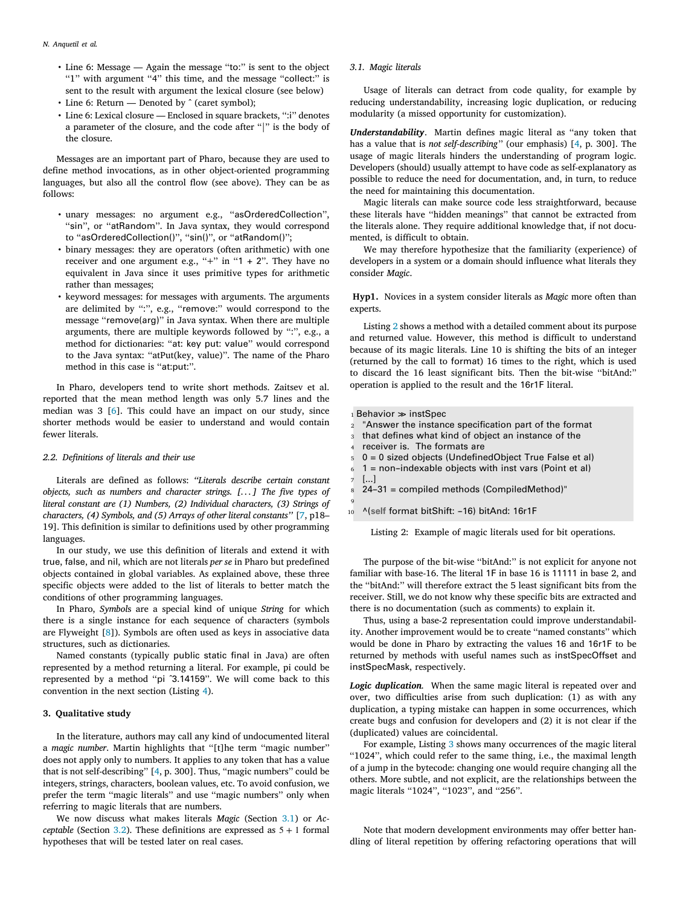- Line 6: Message — Again the message "to:" is sent to the object "1" with argument "4" this time, and the message "collect:" is sent to the result with argument the lexical closure (see below)
- Line 6: Return — Denoted by ^ (caret symbol);
- Line 6: Lexical closure — Enclosed in square brackets, ":i" denotes a parameter of the closure, and the code after "|" is the body of the closure.

Messages are an important part of Pharo, because they are used to define method invocations, as in other object-oriented programming languages, but also all the control flow (see above). They can be as follows:

- unary messages: no argument e.g., "asOrderedCollection", "sin", or "atRandom". In Java syntax, they would correspond to "asOrderedCollection()", "sin()", or "atRandom()";
- binary messages: they are operators (often arithmetic) with one receiver and one argument e.g., "+" in "1 + 2". They have no equivalent in Java since it uses primitive types for arithmetic rather than messages;
- keyword messages: for messages with arguments. The arguments are delimited by ":", e.g., "remove:" would correspond to the message "remove(arg)" in Java syntax. When there are multiple arguments, there are multiple keywords followed by ":", e.g., a method for dictionaries: "at: key put: value" would correspond to the Java syntax: "atPut(key, value)". The name of the Pharo method in this case is "at:put:".

In Pharo, developers tend to write short methods. Zaitsev et al. reported that the mean method length was only 5.7 lines and the median was 3 [6]. This could have an impact on our study, since shorter methods would be easier to understand and would contain fewer literals.

### 2.2. Definitions of literals and their use

Literals are defined as follows: *"Literals describe certain constant objects, such as numbers and character strings. [...] The five types of literal constant are (1) Numbers, (2) Individual characters, (3) Strings of characters, (4) Symbols, and (5) Arrays of other literal constants"* [7, p18–19]. This definition is similar to definitions used by other programming languages.

In our study, we use this definition of literals and extend it with true, false, and nil, which are not literals *per se* in Pharo but predefined objects contained in global variables. As explained above, these three specific objects were added to the list of literals to better match the conditions of other programming languages.

In Pharo, *Symbols* are a special kind of unique *String* for which there is a single instance for each sequence of characters (symbols are Flyweight [8]). Symbols are often used as keys in associative data structures, such as dictionaries.

Named constants (typically public static final in Java) are often represented by a method returning a literal. For example, pi could be represented by a method "pi ^3.14159". We will come back to this convention in the next section (Listing 4).

## 3. Qualitative study

In the literature, authors may call any kind of undocumented literal a *magic number*. Martin highlights that "[t]he term "magic number" does not apply only to numbers. It applies to any token that has a value that is not self-describing" [4, p. 300]. Thus, "magic numbers" could be integers, strings, characters, boolean values, etc. To avoid confusion, we prefer the term "magic literals" and use "magic numbers" only when referring to magic literals that are numbers.

We now discuss what makes literals *Magic* (Section 3.1) or *Acceptable* (Section 3.2). These definitions are expressed as 5 + 1 formal hypotheses that will be tested later on real cases.

### 3.1. Magic literals

Usage of literals can detract from code quality, for example by reducing understandability, increasing logic duplication, or reducing modularity (a missed opportunity for customization).

***Understandability***. Martin defines magic literal as "any token that has a value that is *not self-describing*" (our emphasis) [4, p. 300]. The usage of magic literals hinders the understanding of program logic. Developers (should) usually attempt to have code as self-explanatory as possible to reduce the need for documentation, and, in turn, to reduce the need for maintaining this documentation.

Magic literals can make source code less straightforward, because these literals have "hidden meanings" that cannot be extracted from the literals alone. They require additional knowledge that, if not documented, is difficult to obtain.

We may therefore hypothesize that the familiarity (experience) of developers in a system or a domain should influence what literals they consider *Magic*.

**Hyp1.** Novices in a system consider literals as *Magic* more often than experts.

Listing 2 shows a method with a detailed comment about its purpose and returned value. However, this method is difficult to understand because of its magic literals. Line 10 is shifting the bits of an integer (returned by the call to format) 16 times to the right, which is used to discard the 16 least significant bits. Then the bit-wise "bitAnd:" operation is applied to the result and the 16r1F literal.

```
1  Behavior ≫ instSpec
2    "Answer the instance specification part of the format
3    that defines what kind of object an instance of the
4    receiver is.  The formats are
5    0 = 0 sized objects (UndefinedObject True False et al)
6    1 = non−indexable objects with inst vars (Point et al)
7    [...]
8    24−31 = compiled methods (CompiledMethod)"
9
10   ^(self format bitShift: −16) bitAnd: 16r1F
```

Listing 2: Example of magic literals used for bit operations.

The purpose of the bit-wise "bitAnd:" is not explicit for anyone not familiar with base-16. The literal 1F in base 16 is 11111 in base 2, and the "bitAnd:" will therefore extract the 5 least significant bits from the receiver. Still, we do not know why these specific bits are extracted and there is no documentation (such as comments) to explain it.

Thus, using a base-2 representation could improve understandability. Another improvement would be to create "named constants" which would be done in Pharo by extracting the values 16 and 16r1F to be returned by methods with useful names such as instSpecOffset and instSpecMask, respectively.

***Logic duplication.*** When the same magic literal is repeated over and over, two difficulties arise from such duplication: (1) as with any duplication, a typing mistake can happen in some occurrences, which create bugs and confusion for developers and (2) it is not clear if the (duplicated) values are coincidental.

For example, Listing 3 shows many occurrences of the magic literal "1024", which could refer to the same thing, i.e., the maximal length of a jump in the bytecode: changing one would require changing all the others. More subtle, and not explicit, are the relationships between the magic literals "1024", "1023", and "256".

Note that modern development environments may offer better handling of literal repetition by offering refactoring operations that will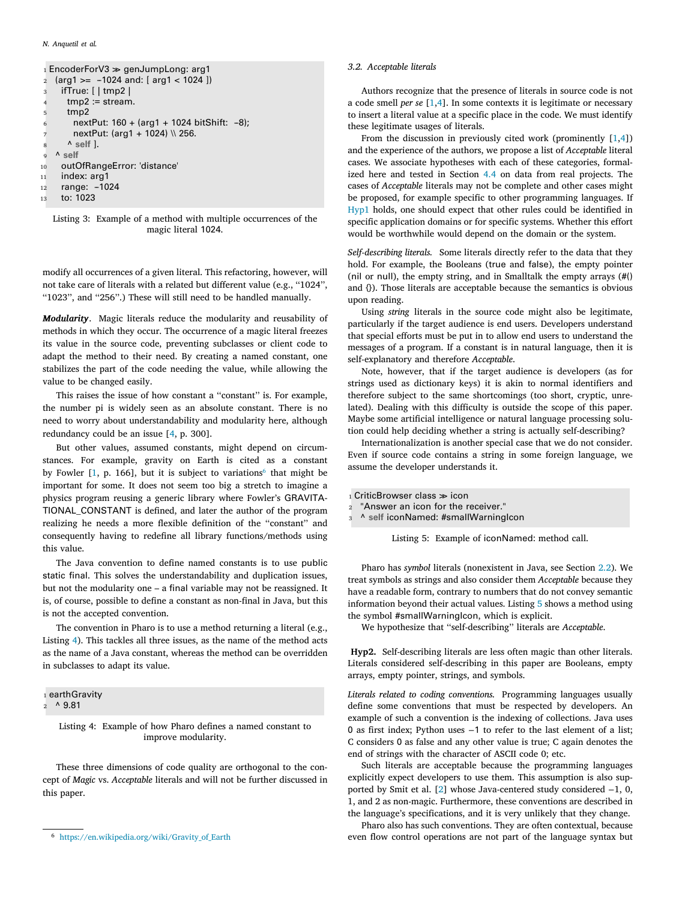```
EncoderForV3 ≫ genJumpLong: arg1
  (arg1 >=  -1024 and: [ arg1 < 1024 ])
    ifTrue: [ | tmp2 |
      tmp2 := stream.
      tmp2
        nextPut: 160 + (arg1 + 1024 bitShift:  -8);
        nextPut: (arg1 + 1024) \\ 256.
      ^ self ].
  ^ self
    outOfRangeError: 'distance'
    index: arg1
    range:  -1024
    to: 1023
```

Listing 3: Example of a method with multiple occurrences of the magic literal 1024.

modify all occurrences of a given literal. This refactoring, however, will not take care of literals with a related but different value (e.g., "1024", "1023", and "256".) These will still need to be handled manually.

***Modularity***. Magic literals reduce the modularity and reusability of methods in which they occur. The occurrence of a magic literal freezes its value in the source code, preventing subclasses or client code to adapt the method to their need. By creating a named constant, one stabilizes the part of the code needing the value, while allowing the value to be changed easily.

This raises the issue of how constant a "constant" is. For example, the number pi is widely seen as an absolute constant. There is no need to worry about understandability and modularity here, although redundancy could be an issue [4, p. 300].

But other values, assumed constants, might depend on circumstances. For example, gravity on Earth is cited as a constant by Fowler [1, p. 166], but it is subject to variations[6] that might be important for some. It does not seem too big a stretch to imagine a physics program reusing a generic library where Fowler's GRAVITATIONAL_CONSTANT is defined, and later the author of the program realizing he needs a more flexible definition of the "constant" and consequently having to redefine all library functions/methods using this value.

The Java convention to define named constants is to use public static final. This solves the understandability and duplication issues, but not the modularity one – a final variable may not be reassigned. It is, of course, possible to define a constant as non-final in Java, but this is not the accepted convention.

The convention in Pharo is to use a method returning a literal (e.g., Listing 4). This tackles all three issues, as the name of the method acts as the name of a Java constant, whereas the method can be overridden in subclasses to adapt its value.

```
earthGravity
  ^ 9.81
```

Listing 4: Example of how Pharo defines a named constant to improve modularity.

These three dimensions of code quality are orthogonal to the concept of *Magic* vs. *Acceptable* literals and will not be further discussed in this paper.

[6] https://en.wikipedia.org/wiki/Gravity_of_Earth

### 3.2. Acceptable literals

Authors recognize that the presence of literals in source code is not a code smell *per se* [1,4]. In some contexts it is legitimate or necessary to insert a literal value at a specific place in the code. We must identify these legitimate usages of literals.

From the discussion in previously cited work (prominently [1,4]) and the experience of the authors, we propose a list of *Acceptable* literal cases. We associate hypotheses with each of these categories, formalized here and tested in Section 4.4 on data from real projects. The cases of *Acceptable* literals may not be complete and other cases might be proposed, for example specific to other programming languages. If Hyp1 holds, one should expect that other rules could be identified in specific application domains or for specific systems. Whether this effort would be worthwhile would depend on the domain or the system.

*Self-describing literals.* Some literals directly refer to the data that they hold. For example, the Booleans (true and false), the empty pointer (nil or null), the empty string, and in Smalltalk the empty arrays (#() and {}). Those literals are acceptable because the semantics is obvious upon reading.

Using *string* literals in the source code might also be legitimate, particularly if the target audience is end users. Developers understand that special efforts must be put in to allow end users to understand the messages of a program. If a constant is in natural language, then it is self-explanatory and therefore *Acceptable*.

Note, however, that if the target audience is developers (as for strings used as dictionary keys) it is akin to normal identifiers and therefore subject to the same shortcomings (too short, cryptic, unrelated). Dealing with this difficulty is outside the scope of this paper. Maybe some artificial intelligence or natural language processing solution could help deciding whether a string is actually self-describing?

Internationalization is another special case that we do not consider. Even if source code contains a string in some foreign language, we assume the developer understands it.

```
CriticBrowser class ≫ icon
  "Answer an icon for the receiver."
  ^ self iconNamed: #smallWarningIcon
```

Listing 5: Example of iconNamed: method call.

Pharo has *symbol* literals (nonexistent in Java, see Section 2.2). We treat symbols as strings and also consider them *Acceptable* because they have a readable form, contrary to numbers that do not convey semantic information beyond their actual values. Listing 5 shows a method using the symbol #smallWarningIcon, which is explicit.

We hypothesize that "self-describing" literals are *Acceptable*.

**Hyp2.** Self-describing literals are less often magic than other literals. Literals considered self-describing in this paper are Booleans, empty arrays, empty pointer, strings, and symbols.

*Literals related to coding conventions.* Programming languages usually define some conventions that must be respected by developers. An example of such a convention is the indexing of collections. Java uses 0 as first index; Python uses −1 to refer to the last element of a list; C considers 0 as false and any other value is true; C again denotes the end of strings with the character of ASCII code 0; etc.

Such literals are acceptable because the programming languages explicitly expect developers to use them. This assumption is also supported by Smit et al. [2] whose Java-centered study considered −1, 0, 1, and 2 as non-magic. Furthermore, these conventions are described in the language's specifications, and it is very unlikely that they change.

Pharo also has such conventions. They are often contextual, because even flow control operations are not part of the language syntax but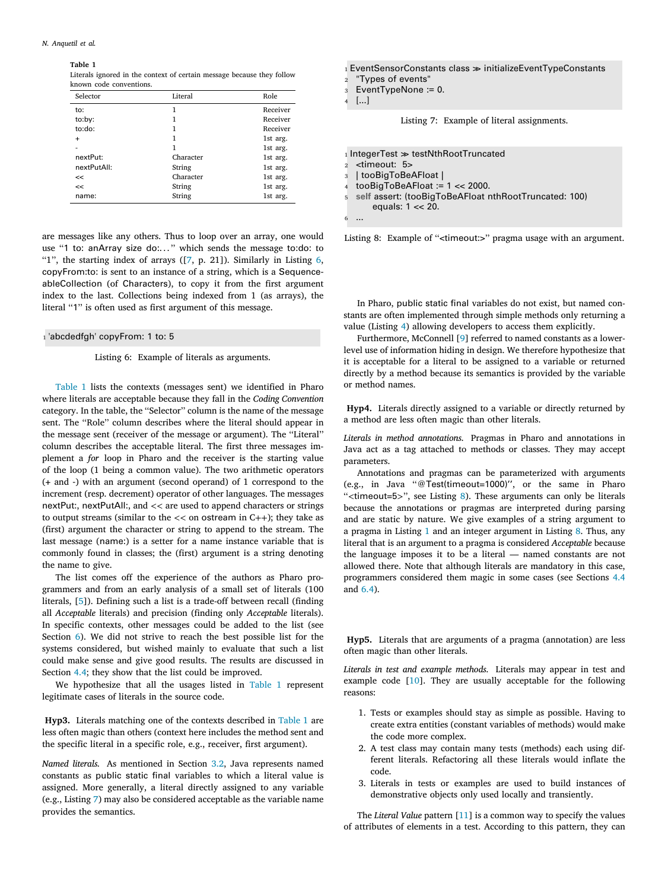**Table 1**
Literals ignored in the context of certain message because they follow known code conventions.

| Selector | Literal | Role |
|---|---|---|
| to: | 1 | Receiver |
| to:by: | 1 | Receiver |
| to:do: | 1 | Receiver |
| + | 1 | 1st arg. |
| - | 1 | 1st arg. |
| nextPut: | Character | 1st arg. |
| nextPutAll: | String | 1st arg. |
| << | Character | 1st arg. |
| << | String | 1st arg. |
| name: | String | 1st arg. |

are messages like any others. Thus to loop over an array, one would use "1 to: anArray size do:..." which sends the message to:do: to "1", the starting index of arrays ([7, p. 21]). Similarly in Listing 6, copyFrom:to: is sent to an instance of a string, which is a SequenceableCollection (of Characters), to copy it from the first argument index to the last. Collections being indexed from 1 (as arrays), the literal "1" is often used as first argument of this message.

```
1 'abcdedfgh' copyFrom: 1 to: 5
```

Listing 6: Example of literals as arguments.

Table 1 lists the contexts (messages sent) we identified in Pharo where literals are acceptable because they fall in the *Coding Convention* category. In the table, the "Selector" column is the name of the message sent. The "Role" column describes where the literal should appear in the message sent (receiver of the message or argument). The "Literal" column describes the acceptable literal. The first three messages implement a *for* loop in Pharo and the receiver is the starting value of the loop (1 being a common value). The two arithmetic operators (+ and -) with an argument (second operand) of 1 correspond to the increment (resp. decrement) operator of other languages. The messages nextPut:, nextPutAll:, and << are used to append characters or strings to output streams (similar to the << on ostream in C++); they take as (first) argument the character or string to append to the stream. The last message (name:) is a setter for a name instance variable that is commonly found in classes; the (first) argument is a string denoting the name to give.

The list comes off the experience of the authors as Pharo programmers and from an early analysis of a small set of literals (100 literals, [5]). Defining such a list is a trade-off between recall (finding all *Acceptable* literals) and precision (finding only *Acceptable* literals). In specific contexts, other messages could be added to the list (see Section 6). We did not strive to reach the best possible list for the systems considered, but wished mainly to evaluate that such a list could make sense and give good results. The results are discussed in Section 4.4; they show that the list could be improved.

We hypothesize that all the usages listed in Table 1 represent legitimate cases of literals in the source code.

**Hyp3.** Literals matching one of the contexts described in Table 1 are less often magic than others (context here includes the method sent and the specific literal in a specific role, e.g., receiver, first argument).

*Named literals.* As mentioned in Section 3.2, Java represents named constants as public static final variables to which a literal value is assigned. More generally, a literal directly assigned to any variable (e.g., Listing 7) may also be considered acceptable as the variable name provides the semantics.

```
1 EventSensorConstants class ≫ initializeEventTypeConstants
2   "Types of events"
3   EventTypeNone := 0.
4   [...]
```

Listing 7: Example of literal assignments.

```
1 IntegerTest ≫ testNthRootTruncated
2   <timeout: 5>
3   | tooBigToBeAFloat |
4   tooBigToBeAFloat := 1 << 2000.
5   self assert: (tooBigToBeAFloat nthRootTruncated: 100)
        equals: 1 << 20.
6   ...
```

Listing 8: Example of "<timeout:>" pragma usage with an argument.

In Pharo, public static final variables do not exist, but named constants are often implemented through simple methods only returning a value (Listing 4) allowing developers to access them explicitly.

Furthermore, McConnell [9] referred to named constants as a lower-level use of information hiding in design. We therefore hypothesize that it is acceptable for a literal to be assigned to a variable or returned directly by a method because its semantics is provided by the variable or method names.

**Hyp4.** Literals directly assigned to a variable or directly returned by a method are less often magic than other literals.

*Literals in method annotations.* Pragmas in Pharo and annotations in Java act as a tag attached to methods or classes. They may accept parameters.

Annotations and pragmas can be parameterized with arguments (e.g., in Java "@Test(timeout=1000)", or the same in Pharo "<timeout=5>", see Listing 8). These arguments can only be literals because the annotations or pragmas are interpreted during parsing and are static by nature. We give examples of a string argument to a pragma in Listing 1 and an integer argument in Listing 8. Thus, any literal that is an argument to a pragma is considered *Acceptable* because the language imposes it to be a literal — named constants are not allowed there. Note that although literals are mandatory in this case, programmers considered them magic in some cases (see Sections 4.4 and 6.4).

**Hyp5.** Literals that are arguments of a pragma (annotation) are less often magic than other literals.

*Literals in test and example methods.* Literals may appear in test and example code [10]. They are usually acceptable for the following reasons:

1. Tests or examples should stay as simple as possible. Having to create extra entities (constant variables of methods) would make the code more complex.
2. A test class may contain many tests (methods) each using different literals. Refactoring all these literals would inflate the code.
3. Literals in tests or examples are used to build instances of demonstrative objects only used locally and transiently.

The *Literal Value* pattern [11] is a common way to specify the values of attributes of elements in a test. According to this pattern, they can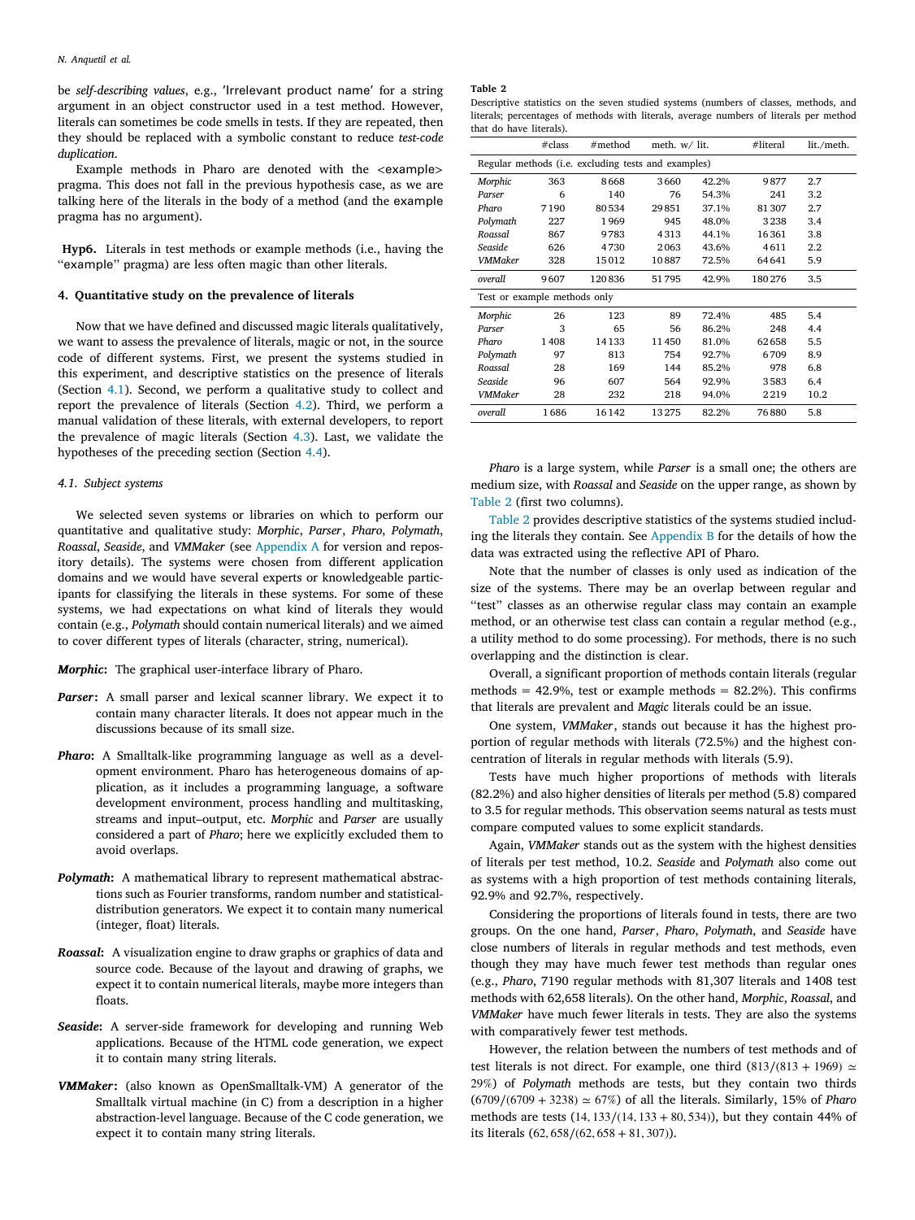be *self-describing values*, e.g., 'Irrelevant product name' for a string argument in an object constructor used in a test method. However, literals can sometimes be code smells in tests. If they are repeated, then they should be replaced with a symbolic constant to reduce *test-code duplication*.

Example methods in Pharo are denoted with the <example> pragma. This does not fall in the previous hypothesis case, as we are talking here of the literals in the body of a method (and the example pragma has no argument).

**Hyp6.** Literals in test methods or example methods (i.e., having the "example" pragma) are less often magic than other literals.

## 4. Quantitative study on the prevalence of literals

Now that we have defined and discussed magic literals qualitatively, we want to assess the prevalence of literals, magic or not, in the source code of different systems. First, we present the systems studied in this experiment, and descriptive statistics on the presence of literals (Section 4.1). Second, we perform a qualitative study to collect and report the prevalence of literals (Section 4.2). Third, we perform a manual validation of these literals, with external developers, to report the prevalence of magic literals (Section 4.3). Last, we validate the hypotheses of the preceding section (Section 4.4).

### 4.1. Subject systems

We selected seven systems or libraries on which to perform our quantitative and qualitative study: *Morphic*, *Parser*, *Pharo*, *Polymath*, *Roassal*, *Seaside*, and *VMMaker* (see Appendix A for version and repository details). The systems were chosen from different application domains and we would have several experts or knowledgeable participants for classifying the literals in these systems. For some of these systems, we had expectations on what kind of literals they would contain (e.g., *Polymath* should contain numerical literals) and we aimed to cover different types of literals (character, string, numerical).

***Morphic***: The graphical user-interface library of Pharo.

***Parser***: A small parser and lexical scanner library. We expect it to contain many character literals. It does not appear much in the discussions because of its small size.

***Pharo***: A Smalltalk-like programming language as well as a development environment. Pharo has heterogeneous domains of application, as it includes a programming language, a software development environment, process handling and multitasking, streams and input–output, etc. *Morphic* and *Parser* are usually considered a part of *Pharo*; here we explicitly excluded them to avoid overlaps.

***Polymath***: A mathematical library to represent mathematical abstractions such as Fourier transforms, random number and statistical-distribution generators. We expect it to contain many numerical (integer, float) literals.

***Roassal***: A visualization engine to draw graphs or graphics of data and source code. Because of the layout and drawing of graphs, we expect it to contain numerical literals, maybe more integers than floats.

***Seaside***: A server-side framework for developing and running Web applications. Because of the HTML code generation, we expect it to contain many string literals.

***VMMaker***: (also known as OpenSmalltalk-VM) A generator of the Smalltalk virtual machine (in C) from a description in a higher abstraction-level language. Because of the C code generation, we expect it to contain many string literals.

**Table 2**
Descriptive statistics on the seven studied systems (numbers of classes, methods, and literals; percentages of methods with literals, average numbers of literal per method that do have literals).

| | #class | #method | meth. w/ lit. | | #literal | lit./meth. |
|---|---|---|---|---|---|---|
| Regular methods (i.e. excluding tests and examples) | | | | | | |
| *Morphic* | 363 | 8668 | 3660 | 42.2% | 9877 | 2.7 |
| *Parser* | 6 | 140 | 76 | 54.3% | 241 | 3.2 |
| *Pharo* | 7190 | 80534 | 29851 | 37.1% | 81307 | 2.7 |
| *Polymath* | 227 | 1969 | 945 | 48.0% | 3238 | 3.4 |
| *Roassal* | 867 | 9783 | 4313 | 44.1% | 16361 | 3.8 |
| *Seaside* | 626 | 4730 | 2063 | 43.6% | 4611 | 2.2 |
| *VMMaker* | 328 | 15012 | 10887 | 72.5% | 64641 | 5.9 |
| *overall* | 9607 | 120836 | 51795 | 42.9% | 180276 | 3.5 |
| Test or example methods only | | | | | | |
| *Morphic* | 26 | 123 | 89 | 72.4% | 485 | 5.4 |
| *Parser* | 3 | 65 | 56 | 86.2% | 248 | 4.4 |
| *Pharo* | 1408 | 14133 | 11450 | 81.0% | 62658 | 5.5 |
| *Polymath* | 97 | 813 | 754 | 92.7% | 6709 | 8.9 |
| *Roassal* | 28 | 169 | 144 | 85.2% | 978 | 6.8 |
| *Seaside* | 96 | 607 | 564 | 92.9% | 3583 | 6.4 |
| *VMMaker* | 28 | 232 | 218 | 94.0% | 2219 | 10.2 |
| *overall* | 1686 | 16142 | 13275 | 82.2% | 76880 | 5.8 |

*Pharo* is a large system, while *Parser* is a small one; the others are medium size, with *Roassal* and *Seaside* on the upper range, as shown by Table 2 (first two columns).

Table 2 provides descriptive statistics of the systems studied including the literals they contain. See Appendix B for the details of how the data was extracted using the reflective API of Pharo.

Note that the number of classes is only used as indication of the size of the systems. There may be an overlap between regular and "test" classes as an otherwise regular class may contain an example method, or an otherwise test class can contain a regular method (e.g., a utility method to do some processing). For methods, there is no such overlapping and the distinction is clear.

Overall, a significant proportion of methods contain literals (regular methods = 42.9%, test or example methods = 82.2%). This confirms that literals are prevalent and *Magic* literals could be an issue.

One system, *VMMaker*, stands out because it has the highest proportion of regular methods with literals (72.5%) and the highest concentration of literals in regular methods with literals (5.9).

Tests have much higher proportions of methods with literals (82.2%) and also higher densities of literals per method (5.8) compared to 3.5 for regular methods. This observation seems natural as tests must compare computed values to some explicit standards.

Again, *VMMaker* stands out as the system with the highest densities of literals per test method, 10.2. *Seaside* and *Polymath* also come out as systems with a high proportion of test methods containing literals, 92.9% and 92.7%, respectively.

Considering the proportions of literals found in tests, there are two groups. On the one hand, *Parser*, *Pharo*, *Polymath*, and *Seaside* have close numbers of literals in regular methods and test methods, even though they may have much fewer test methods than regular ones (e.g., *Pharo*, 7190 regular methods with 81,307 literals and 1408 test methods with 62,658 literals). On the other hand, *Morphic*, *Roassal*, and *VMMaker* have much fewer literals in tests. They are also the systems with comparatively fewer test methods.

However, the relation between the numbers of test methods and of test literals is not direct. For example, one third $(813/(813 + 1969) \simeq 29\%)$ of *Polymath* methods are tests, but they contain two thirds $(6709/(6709 + 3238) \simeq 67\%)$ of all the literals. Similarly, 15% of *Pharo* methods are tests $(14,133/(14,133 + 80,534))$, but they contain 44% of its literals $(62,658/(62,658 + 81,307))$.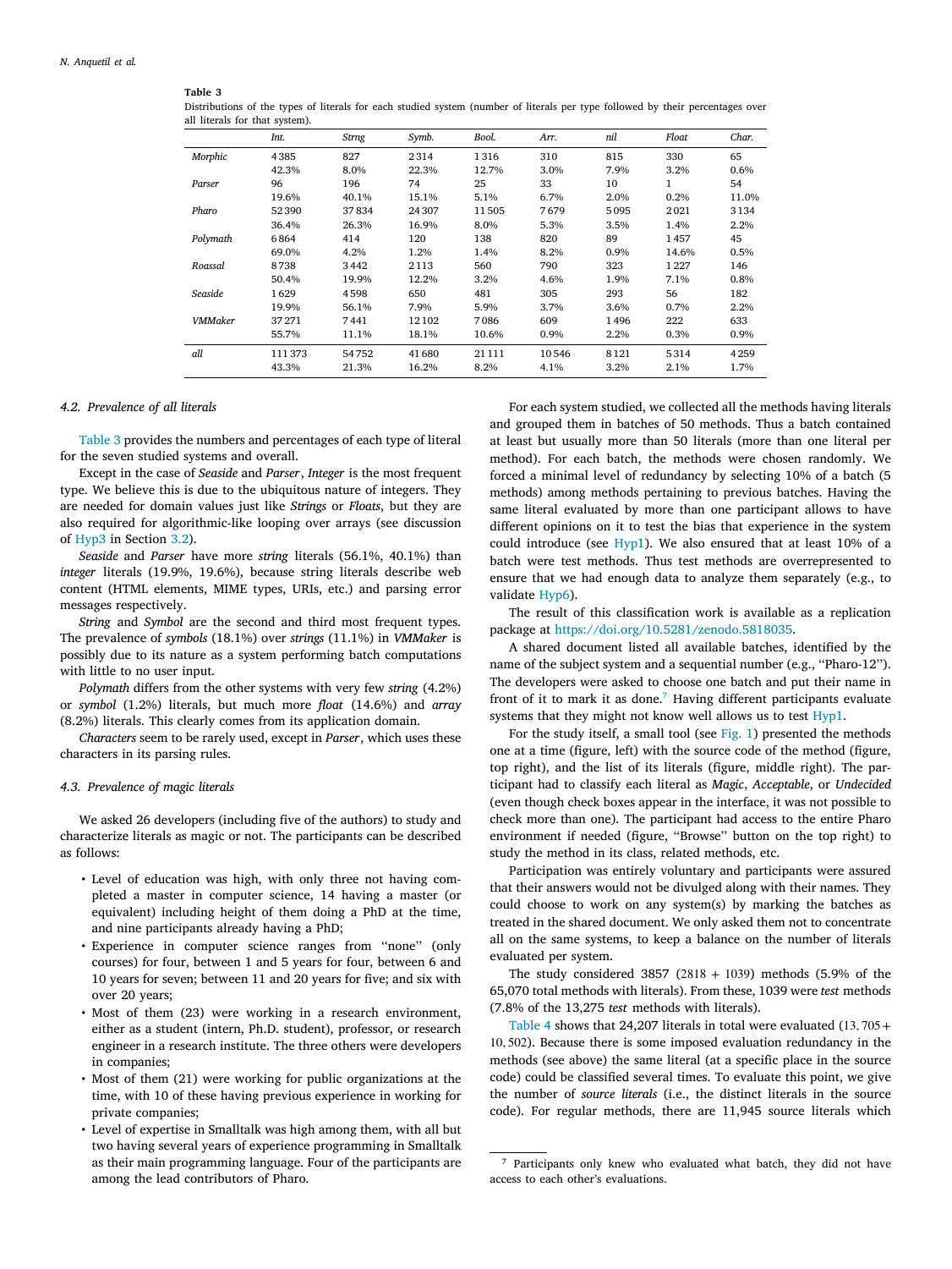**Table 3**
Distributions of the types of literals for each studied system (number of literals per type followed by their percentages over all literals for that system).

| | *Int.* | *Strng* | *Symb.* | *Bool.* | *Arr.* | *nil* | *Float* | *Char.* |
|---|---|---|---|---|---|---|---|---|
| *Morphic* | 4 385 | 827 | 2 314 | 1 316 | 310 | 815 | 330 | 65 |
| | 42.3% | 8.0% | 22.3% | 12.7% | 3.0% | 7.9% | 3.2% | 0.6% |
| *Parser* | 96 | 196 | 74 | 25 | 33 | 10 | 1 | 54 |
| | 19.6% | 40.1% | 15.1% | 5.1% | 6.7% | 2.0% | 0.2% | 11.0% |
| *Pharo* | 52 390 | 37 834 | 24 307 | 11 505 | 7 679 | 5 095 | 2 021 | 3 134 |
| | 36.4% | 26.3% | 16.9% | 8.0% | 5.3% | 3.5% | 1.4% | 2.2% |
| *Polymath* | 6 864 | 414 | 120 | 138 | 820 | 89 | 1 457 | 45 |
| | 69.0% | 4.2% | 1.2% | 1.4% | 8.2% | 0.9% | 14.6% | 0.5% |
| *Roassal* | 8 738 | 3 442 | 2 113 | 560 | 790 | 323 | 1 227 | 146 |
| | 50.4% | 19.9% | 12.2% | 3.2% | 4.6% | 1.9% | 7.1% | 0.8% |
| *Seaside* | 1 629 | 4 598 | 650 | 481 | 305 | 293 | 56 | 182 |
| | 19.9% | 56.1% | 7.9% | 5.9% | 3.7% | 3.6% | 0.7% | 2.2% |
| *VMMaker* | 37 271 | 7 441 | 12 102 | 7 086 | 609 | 1 496 | 222 | 633 |
| | 55.7% | 11.1% | 18.1% | 10.6% | 0.9% | 2.2% | 0.3% | 0.9% |
| *all* | 111 373 | 54 752 | 41 680 | 21 111 | 10 546 | 8 121 | 5 314 | 4 259 |
| | 43.3% | 21.3% | 16.2% | 8.2% | 4.1% | 3.2% | 2.1% | 1.7% |

### 4.2. Prevalence of all literals

Table 3 provides the numbers and percentages of each type of literal for the seven studied systems and overall.

Except in the case of *Seaside* and *Parser*, *Integer* is the most frequent type. We believe this is due to the ubiquitous nature of integers. They are needed for domain values just like *Strings* or *Floats*, but they are also required for algorithmic-like looping over arrays (see discussion of Hyp3 in Section 3.2).

*Seaside* and *Parser* have more *string* literals (56.1%, 40.1%) than *integer* literals (19.9%, 19.6%), because string literals describe web content (HTML elements, MIME types, URIs, etc.) and parsing error messages respectively.

*String* and *Symbol* are the second and third most frequent types. The prevalence of *symbols* (18.1%) over *strings* (11.1%) in *VMMaker* is possibly due to its nature as a system performing batch computations with little to no user input.

*Polymath* differs from the other systems with very few *string* (4.2%) or *symbol* (1.2%) literals, but much more *float* (14.6%) and *array* (8.2%) literals. This clearly comes from its application domain.

*Characters* seem to be rarely used, except in *Parser*, which uses these characters in its parsing rules.

### 4.3. Prevalence of magic literals

We asked 26 developers (including five of the authors) to study and characterize literals as magic or not. The participants can be described as follows:

- Level of education was high, with only three not having completed a master in computer science, 14 having a master (or equivalent) including height of them doing a PhD at the time, and nine participants already having a PhD;
- Experience in computer science ranges from "none" (only courses) for four, between 1 and 5 years for four, between 6 and 10 years for seven; between 11 and 20 years for five; and six with over 20 years;
- Most of them (23) were working in a research environment, either as a student (intern, Ph.D. student), professor, or research engineer in a research institute. The three others were developers in companies;
- Most of them (21) were working for public organizations at the time, with 10 of these having previous experience in working for private companies;
- Level of expertise in Smalltalk was high among them, with all but two having several years of experience programming in Smalltalk as their main programming language. Four of the participants are among the lead contributors of Pharo.

For each system studied, we collected all the methods having literals and grouped them in batches of 50 methods. Thus a batch contained at least but usually more than 50 literals (more than one literal per method). For each batch, the methods were chosen randomly. We forced a minimal level of redundancy by selecting 10% of a batch (5 methods) among methods pertaining to previous batches. Having the same literal evaluated by more than one participant allows to have different opinions on it to test the bias that experience in the system could introduce (see Hyp1). We also ensured that at least 10% of a batch were test methods. Thus test methods are overrepresented to ensure that we had enough data to analyze them separately (e.g., to validate Hyp6).

The result of this classification work is available as a replication package at https://doi.org/10.5281/zenodo.5818035.

A shared document listed all available batches, identified by the name of the subject system and a sequential number (e.g., "Pharo-12"). The developers were asked to choose one batch and put their name in front of it to mark it as done.[7] Having different participants evaluate systems that they might not know well allows us to test Hyp1.

For the study itself, a small tool (see Fig. 1) presented the methods one at a time (figure, left) with the source code of the method (figure, top right), and the list of its literals (figure, middle right). The participant had to classify each literal as *Magic*, *Acceptable*, or *Undecided* (even though check boxes appear in the interface, it was not possible to check more than one). The participant had access to the entire Pharo environment if needed (figure, "Browse" button on the top right) to study the method in its class, related methods, etc.

Participation was entirely voluntary and participants were assured that their answers would not be divulged along with their names. They could choose to work on any system(s) by marking the batches as treated in the shared document. We only asked them not to concentrate all on the same systems, to keep a balance on the number of literals evaluated per system.

The study considered 3857 ($2818 + 1039$) methods (5.9% of the 65,070 total methods with literals). From these, 1039 were *test* methods (7.8% of the 13,275 *test* methods with literals).

Table 4 shows that 24,207 literals in total were evaluated ($13,705 + 10,502$). Because there is some imposed evaluation redundancy in the methods (see above) the same literal (at a specific place in the source code) could be classified several times. To evaluate this point, we give the number of *source literals* (i.e., the distinct literals in the source code). For regular methods, there are 11,945 source literals which

[7] Participants only knew who evaluated what batch, they did not have access to each other's evaluations.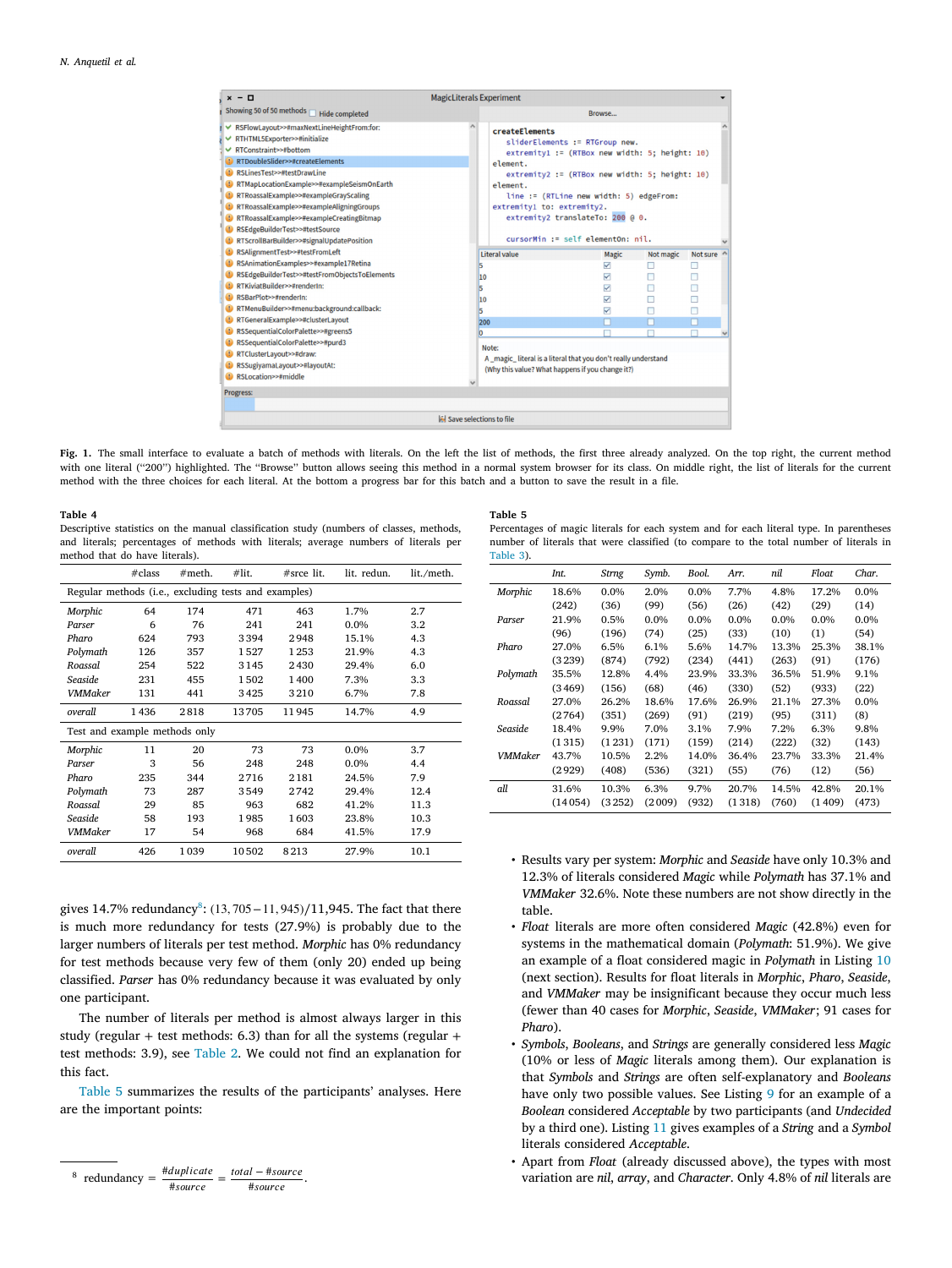**Fig. 1.** The small interface to evaluate a batch of methods with literals. On the left the list of methods, the first three already analyzed. On the top right, the current method with one literal ("200") highlighted. The "Browse" button allows seeing this method in a normal system browser for its class. On middle right, the list of literals for the current method with the three choices for each literal. At the bottom a progress bar for this batch and a button to save the result in a file.

**Table 4**
Descriptive statistics on the manual classification study (numbers of classes, methods, and literals; percentages of methods with literals; average numbers of literals per method that do have literals).

| | #class | #meth. | #lit. | #srce lit. | lit. redun. | lit./meth. |
|---|---|---|---|---|---|---|
| Regular methods (i.e., excluding tests and examples) | | | | | | |
| *Morphic* | 64 | 174 | 471 | 463 | 1.7% | 2.7 |
| *Parser* | 6 | 76 | 241 | 241 | 0.0% | 3.2 |
| *Pharo* | 624 | 793 | 3 394 | 2 948 | 15.1% | 4.3 |
| *Polymath* | 126 | 357 | 1 527 | 1 253 | 21.9% | 4.3 |
| *Roassal* | 254 | 522 | 3 145 | 2 430 | 29.4% | 6.0 |
| *Seaside* | 231 | 455 | 1 502 | 1 400 | 7.3% | 3.3 |
| *VMMaker* | 131 | 441 | 3 425 | 3 210 | 6.7% | 7.8 |
| *overall* | 1 436 | 2 818 | 13 705 | 11 945 | 14.7% | 4.9 |
| Test and example methods only | | | | | | |
| *Morphic* | 11 | 20 | 73 | 73 | 0.0% | 3.7 |
| *Parser* | 3 | 56 | 248 | 248 | 0.0% | 4.4 |
| *Pharo* | 235 | 344 | 2 716 | 2 181 | 24.5% | 7.9 |
| *Polymath* | 73 | 287 | 3 549 | 2 742 | 29.4% | 12.4 |
| *Roassal* | 29 | 85 | 963 | 682 | 41.2% | 11.3 |
| *Seaside* | 58 | 193 | 1 985 | 1 603 | 23.8% | 10.3 |
| *VMMaker* | 17 | 54 | 968 | 684 | 41.5% | 17.9 |
| *overall* | 426 | 1 039 | 10 502 | 8 213 | 27.9% | 10.1 |

gives 14.7% redundancy[8]: $(13,705 - 11,945)/11,945$. The fact that there is much more redundancy for tests (27.9%) is probably due to the larger numbers of literals per test method. *Morphic* has 0% redundancy for test methods because very few of them (only 20) ended up being classified. *Parser* has 0% redundancy because it was evaluated by only one participant.

The number of literals per method is almost always larger in this study (regular + test methods: 6.3) than for all the systems (regular + test methods: 3.9), see Table 2. We could not find an explanation for this fact.

Table 5 summarizes the results of the participants' analyses. Here are the important points:

**Table 5**
Percentages of magic literals for each system and for each literal type. In parentheses number of literals that were classified (to compare to the total number of literals in Table 3).

| | *Int.* | *Strng* | *Symb.* | *Bool.* | *Arr.* | *nil* | *Float* | *Char.* |
|---|---|---|---|---|---|---|---|---|
| *Morphic* | 18.6% (242) | 0.0% (36) | 2.0% (99) | 0.0% (56) | 7.7% (26) | 4.8% (42) | 17.2% (29) | 0.0% (14) |
| *Parser* | 21.9% (96) | 0.5% (196) | 0.0% (74) | 0.0% (25) | 0.0% (33) | 0.0% (10) | 0.0% (1) | 0.0% (54) |
| *Pharo* | 27.0% (3 469) | 6.5% (874) | 6.1% (792) | 5.6% (234) | 14.7% (441) | 13.3% (263) | 25.3% (91) | 38.1% (176) |
| *Polymath* | 35.5% (3 469) | 12.8% (156) | 4.4% (68) | 23.9% (46) | 33.3% (330) | 36.5% (52) | 51.9% (933) | 9.1% (22) |
| *Roassal* | 27.0% (2 764) | 26.2% (351) | 18.6% (269) | 17.6% (91) | 26.9% (219) | 21.1% (95) | 27.3% (311) | 0.0% (8) |
| *Seaside* | 18.4% (1 315) | 9.9% (1 231) | 7.0% (171) | 3.1% (159) | 7.9% (214) | 7.2% (222) | 6.3% (32) | 9.8% (143) |
| *VMMaker* | 43.7% (2 929) | 10.5% (408) | 2.2% (536) | 14.0% (321) | 36.4% (55) | 23.7% (76) | 33.3% (12) | 21.4% (56) |
| *all* | 31.6% (14 054) | 10.3% (3 252) | 6.3% (2 009) | 9.7% (932) | 20.7% (1 318) | 14.5% (760) | 42.8% (1 409) | 20.1% (473) |

- Results vary per system: *Morphic* and *Seaside* have only 10.3% and 12.3% of literals considered *Magic* while *Polymath* has 37.1% and *VMMaker* 32.6%. Note these numbers are not show directly in the table.
- *Float* literals are more often considered *Magic* (42.8%) even for systems in the mathematical domain (*Polymath*: 51.9%). We give an example of a float considered magic in *Polymath* in Listing 10 (next section). Results for float literals in *Morphic*, *Pharo*, *Seaside*, and *VMMaker* may be insignificant because they occur much less (fewer than 40 cases for *Morphic*, *Seaside*, *VMMaker*; 91 cases for *Pharo*).
- *Symbols*, *Booleans*, and *Strings* are generally considered less *Magic* (10% or less of *Magic* literals among them). Our explanation is that *Symbols* and *Strings* are often self-explanatory and *Booleans* have only two possible values. See Listing 9 for an example of a *Boolean* considered *Acceptable* by two participants (and *Undecided* by a third one). Listing 11 gives examples of a *String* and a *Symbol* literals considered *Acceptable*.
- Apart from *Float* (already discussed above), the types with most variation are *nil*, *array*, and *Character*. Only 4.8% of *nil* literals are

[8] redundancy $= \frac{\#duplicate}{\#source} = \frac{total - \#source}{\#source}$.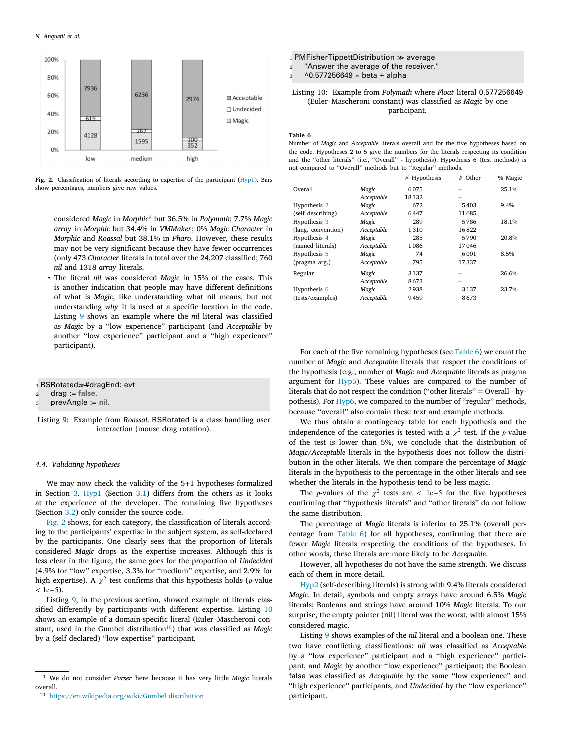considered *Magic* in *Morphic*[9] but 36.5% in *Polymath*; 7.7% *Magic array* in *Morphic* but 34.4% in *VMMaker*; 0% *Magic Character* in *Morphic* and *Roassal* but 38.1% in *Pharo*. However, these results may not be very significant because they have fewer occurrences (only 473 *Character* literals in total over the 24,207 classified; 760 *nil* and 1318 *array* literals.

- The literal *nil* was considered *Magic* in 15% of the cases. This is another indication that people may have different definitions of what is *Magic*, like understanding what nil means, but not understanding *why* it is used at a specific location in the code. Listing 9 shows an example where the *nil* literal was classified as *Magic* by a "low experience" participant (and *Acceptable* by another "low experience" participant and a "high experience" participant).

```
RSRotated≫#dragEnd: evt
    drag := false.
    prevAngle := nil.
```

Listing 9: Example from *Roassal*. RSRotated is a class handling user interaction (mouse drag rotation).

### 4.4. Validating hypotheses

We may now check the validity of the 5+1 hypotheses formalized in Section 3. Hyp1 (Section 3.1) differs from the others as it looks at the experience of the developer. The remaining five hypotheses (Section 3.2) only consider the source code.

Fig. 2 shows, for each category, the classification of literals according to the participants' expertise in the subject system, as self-declared by the participants. One clearly sees that the proportion of literals considered *Magic* drops as the expertise increases. Although this is less clear in the figure, the same goes for the proportion of *Undecided* (4.9% for "low" expertise, 3.3% for "medium" expertise, and 2.9% for high expertise). A $\chi^2$ test confirms that this hypothesis holds ($p$-value $< 1e{-5}$).

Listing 9, in the previous section, showed example of literals classified differently by participants with different expertise. Listing 10 shows an example of a domain-specific literal (Euler–Mascheroni constant, used in the Gumbel distribution[10]) that was classified as *Magic* by a (self declared) "low expertise" participant.

Fig. 2. Classification of literals according to expertise of the participant (Hyp1). Bars show percentages, numbers give raw values.

| | low | medium | high |
|---|---|---|---|
| Acceptable | 7936 | 6236 | 2974 |
| Undecided | 619 | 267 | 100 |
| Magic | 4128 | 1595 | 352 |

[9] We do not consider *Parser* here because it has very little *Magic* literals overall.

[10] https://en.wikipedia.org/wiki/Gumbel_distribution

```
PMFisherTippettDistribution ≫ average
    "Answer the average of the receiver."
    ^0.577256649 ∗ beta + alpha
```

Listing 10: Example from *Polymath* where *Float* literal 0.577256649 (Euler–Mascheroni constant) was classified as *Magic* by one participant.

**Table 6**
Number of *Magic* and *Acceptable* literals overall and for the five hypotheses based on the code. Hypotheses 2 to 5 give the numbers for the literals respecting its condition and the "other literals" (i.e., "Overall" - hypothesis). Hypothesis 6 (test methods) is not compared to "Overall" methods but to "Regular" methods.

| | | # Hypothesis | # Other | % Magic |
|---|---|---|---|---|
| Overall | *Magic* | 6 075 | – | 25.1% |
| | *Acceptable* | 18 132 | – | |
| Hypothesis 2 | *Magic* | 672 | 5 403 | 9.4% |
| (self describing) | *Acceptable* | 6 447 | 11 685 | |
| Hypothesis 3 | *Magic* | 289 | 5 786 | 18.1% |
| (lang. convention) | *Acceptable* | 1 310 | 16 822 | |
| Hypothesis 4 | *Magic* | 285 | 5 790 | 20.8% |
| (named literals) | *Acceptable* | 1 086 | 17 046 | |
| Hypothesis 5 | *Magic* | 74 | 6 001 | 8.5% |
| (pragma arg.) | *Acceptable* | 795 | 17 337 | |
| Regular | *Magic* | 3 137 | – | 26.6% |
| | *Acceptable* | 8 673 | – | |
| Hypothesis 6 | *Magic* | 2 938 | 3 137 | 23.7% |
| (tests/examples) | *Acceptable* | 9 459 | 8 673 | |

For each of the five remaining hypotheses (see Table 6) we count the number of *Magic* and *Acceptable* literals that respect the conditions of the hypothesis (e.g., number of *Magic* and *Acceptable* literals as pragma argument for Hyp5). These values are compared to the number of literals that do not respect the condition ("other literals" = Overall - hypothesis). For Hyp6, we compared to the number of "regular" methods, because "overall" also contain these text and example methods.

We thus obtain a contingency table for each hypothesis and the independence of the categories is tested with a $\chi^2$ test. If the $p$-value of the test is lower than 5%, we conclude that the distribution of *Magic/Acceptable* literals in the hypothesis does not follow the distribution in the other literals. We then compare the percentage of *Magic* literals in the hypothesis to the percentage in the other literals and see whether the literals in the hypothesis tend to be less magic.

The $p$-values of the $\chi^2$ tests are $< 1e{-5}$ for the five hypotheses confirming that "hypothesis literals" and "other literals" do not follow the same distribution.

The percentage of *Magic* literals is inferior to 25.1% (overall percentage from Table 6) for all hypotheses, confirming that there are fewer *Magic* literals respecting the conditions of the hypotheses. In other words, these literals are more likely to be *Acceptable*.

However, all hypotheses do not have the same strength. We discuss each of them in more detail.

Hyp2 (self-describing literals) is strong with 9.4% literals considered *Magic*. In detail, symbols and empty arrays have around 6.5% *Magic* literals; Booleans and strings have around 10% *Magic* literals. To our surprise, the empty pointer (nil) literal was the worst, with almost 15% considered magic.

Listing 9 shows examples of the *nil* literal and a boolean one. These two have conflicting classifications: *nil* was classified as *Acceptable* by a "low experience" participant and a "high experience" participant, and *Magic* by another "low experience" participant; the Boolean false was classified as *Acceptable* by the same "low experience" and "high experience" participants, and *Undecided* by the "low experience" participant.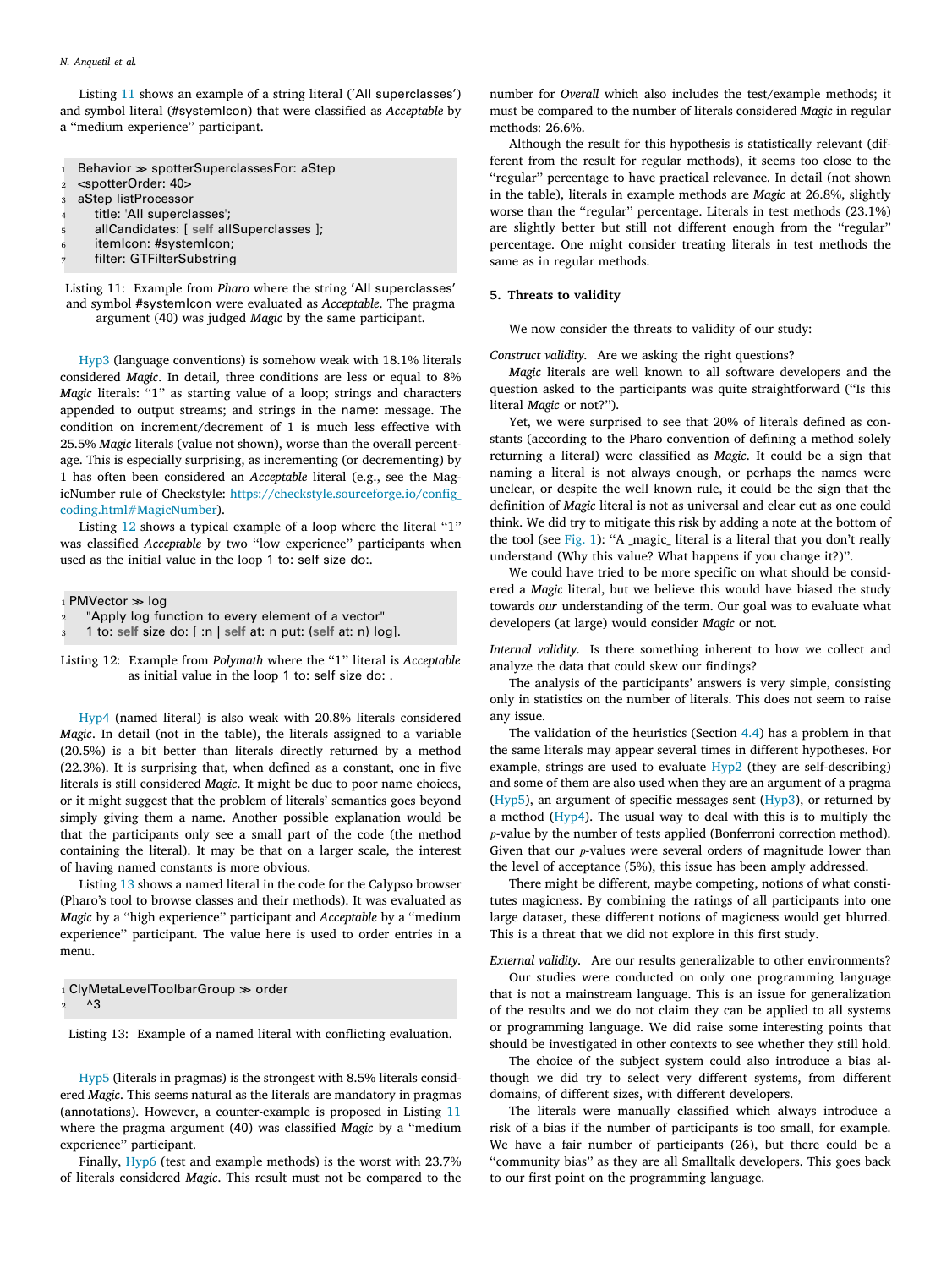Listing 11 shows an example of a string literal ('All superclasses') and symbol literal (#systemIcon) that were classified as *Acceptable* by a "medium experience" participant.

```
Behavior ≫ spotterSuperclassesFor: aStep
<spotterOrder: 40>
aStep listProcessor
    title: 'All superclasses';
    allCandidates: [ self allSuperclasses ];
    itemIcon: #systemIcon;
    filter: GTFilterSubstring
```

Listing 11: Example from *Pharo* where the string 'All superclasses' and symbol #systemIcon were evaluated as *Acceptable*. The pragma argument (40) was judged *Magic* by the same participant.

Hyp3 (language conventions) is somehow weak with 18.1% literals considered *Magic*. In detail, three conditions are less or equal to 8% *Magic* literals: "1" as starting value of a loop; strings and characters appended to output streams; and strings in the name: message. The condition on increment/decrement of 1 is much less effective with 25.5% *Magic* literals (value not shown), worse than the overall percentage. This is especially surprising, as incrementing (or decrementing) by 1 has often been considered an *Acceptable* literal (e.g., see the MagicNumber rule of Checkstyle: https://checkstyle.sourceforge.io/config_coding.html#MagicNumber).

Listing 12 shows a typical example of a loop where the literal "1" was classified *Acceptable* by two "low experience" participants when used as the initial value in the loop 1 to: self size do:.

```
PMVector ≫ log
    "Apply log function to every element of a vector"
    1 to: self size do: [ :n | self at: n put: (self at: n) log].
```

Listing 12: Example from *Polymath* where the "1" literal is *Acceptable* as initial value in the loop 1 to: self size do: .

Hyp4 (named literal) is also weak with 20.8% literals considered *Magic*. In detail (not in the table), the literals assigned to a variable (20.5%) is a bit better than literals directly returned by a method (22.3%). It is surprising that, when defined as a constant, one in five literals is still considered *Magic*. It might be due to poor name choices, or it might suggest that the problem of literals' semantics goes beyond simply giving them a name. Another possible explanation would be that the participants only see a small part of the code (the method containing the literal). It may be that on a larger scale, the interest of having named constants is more obvious.

Listing 13 shows a named literal in the code for the Calypso browser (Pharo's tool to browse classes and their methods). It was evaluated as *Magic* by a "high experience" participant and *Acceptable* by a "medium experience" participant. The value here is used to order entries in a menu.

```
ClyMetaLevelToolbarGroup ≫ order
    ^3
```

Listing 13: Example of a named literal with conflicting evaluation.

Hyp5 (literals in pragmas) is the strongest with 8.5% literals considered *Magic*. This seems natural as the literals are mandatory in pragmas (annotations). However, a counter-example is proposed in Listing 11 where the pragma argument (40) was classified *Magic* by a "medium experience" participant.

Finally, Hyp6 (test and example methods) is the worst with 23.7% of literals considered *Magic*. This result must not be compared to the number for *Overall* which also includes the test/example methods; it must be compared to the number of literals considered *Magic* in regular methods: 26.6%.

Although the result for this hypothesis is statistically relevant (different from the result for regular methods), it seems too close to the "regular" percentage to have practical relevance. In detail (not shown in the table), literals in example methods are *Magic* at 26.8%, slightly worse than the "regular" percentage. Literals in test methods (23.1%) are slightly better but still not different enough from the "regular" percentage. One might consider treating literals in test methods the same as in regular methods.

## 5. Threats to validity

We now consider the threats to validity of our study:

*Construct validity.* Are we asking the right questions?

*Magic* literals are well known to all software developers and the question asked to the participants was quite straightforward ("Is this literal *Magic* or not?").

Yet, we were surprised to see that 20% of literals defined as constants (according to the Pharo convention of defining a method solely returning a literal) were classified as *Magic*. It could be a sign that naming a literal is not always enough, or perhaps the names were unclear, or despite the well known rule, it could be the sign that the definition of *Magic* literal is not as universal and clear cut as one could think. We did try to mitigate this risk by adding a note at the bottom of the tool (see Fig. 1): "A _magic_ literal is a literal that you don't really understand (Why this value? What happens if you change it?)".

We could have tried to be more specific on what should be considered a *Magic* literal, but we believe this would have biased the study towards *our* understanding of the term. Our goal was to evaluate what developers (at large) would consider *Magic* or not.

*Internal validity.* Is there something inherent to how we collect and analyze the data that could skew our findings?

The analysis of the participants' answers is very simple, consisting only in statistics on the number of literals. This does not seem to raise any issue.

The validation of the heuristics (Section 4.4) has a problem in that the same literals may appear several times in different hypotheses. For example, strings are used to evaluate Hyp2 (they are self-describing) and some of them are also used when they are an argument of a pragma (Hyp5), an argument of specific messages sent (Hyp3), or returned by a method (Hyp4). The usual way to deal with this is to multiply the $p$-value by the number of tests applied (Bonferroni correction method). Given that our $p$-values were several orders of magnitude lower than the level of acceptance (5%), this issue has been amply addressed.

There might be different, maybe competing, notions of what constitutes magicness. By combining the ratings of all participants into one large dataset, these different notions of magicness would get blurred. This is a threat that we did not explore in this first study.

*External validity.* Are our results generalizable to other environments?

Our studies were conducted on only one programming language that is not a mainstream language. This is an issue for generalization of the results and we do not claim they can be applied to all systems or programming language. We did raise some interesting points that should be investigated in other contexts to see whether they still hold.

The choice of the subject system could also introduce a bias although we did try to select very different systems, from different domains, of different sizes, with different developers.

The literals were manually classified which always introduce a risk of a bias if the number of participants is too small, for example. We have a fair number of participants (26), but there could be a "community bias" as they are all Smalltalk developers. This goes back to our first point on the programming language.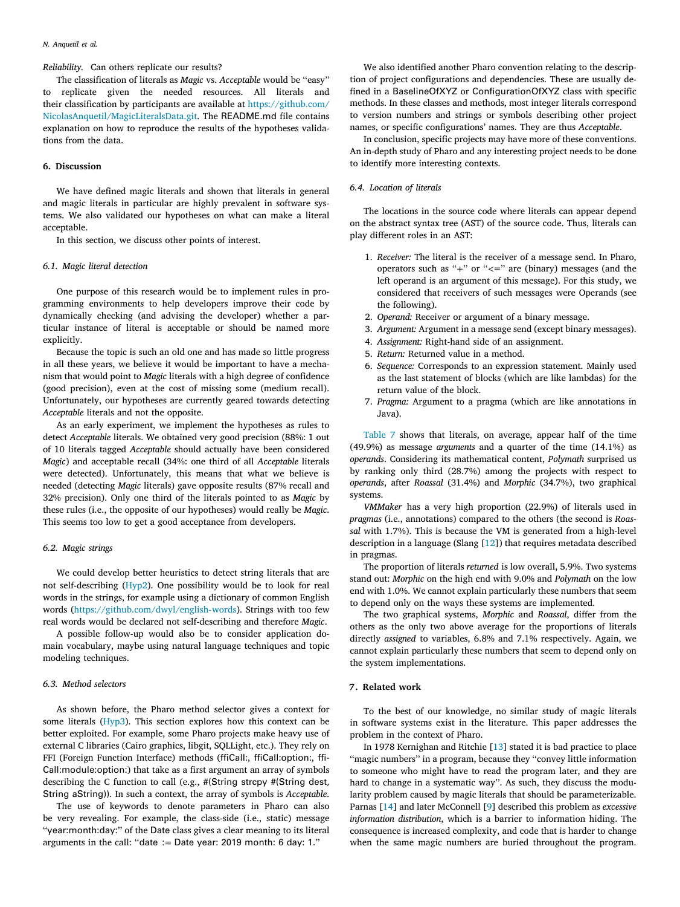*Reliability.* Can others replicate our results?

The classification of literals as *Magic* vs. *Acceptable* would be "easy" to replicate given the needed resources. All literals and their classification by participants are available at https://github.com/NicolasAnquetil/MagicLiteralsData.git. The README.md file contains explanation on how to reproduce the results of the hypotheses validations from the data.

## 6. Discussion

We have defined magic literals and shown that literals in general and magic literals in particular are highly prevalent in software systems. We also validated our hypotheses on what can make a literal acceptable.

In this section, we discuss other points of interest.

### 6.1. Magic literal detection

One purpose of this research would be to implement rules in programming environments to help developers improve their code by dynamically checking (and advising the developer) whether a particular instance of literal is acceptable or should be named more explicitly.

Because the topic is such an old one and has made so little progress in all these years, we believe it would be important to have a mechanism that would point to *Magic* literals with a high degree of confidence (good precision), even at the cost of missing some (medium recall). Unfortunately, our hypotheses are currently geared towards detecting *Acceptable* literals and not the opposite.

As an early experiment, we implement the hypotheses as rules to detect *Acceptable* literals. We obtained very good precision (88%: 1 out of 10 literals tagged *Acceptable* should actually have been considered *Magic*) and acceptable recall (34%: one third of all *Acceptable* literals were detected). Unfortunately, this means that what we believe is needed (detecting *Magic* literals) gave opposite results (87% recall and 32% precision). Only one third of the literals pointed to as *Magic* by these rules (i.e., the opposite of our hypotheses) would really be *Magic*. This seems too low to get a good acceptance from developers.

### 6.2. Magic strings

We could develop better heuristics to detect string literals that are not self-describing (Hyp2). One possibility would be to look for real words in the strings, for example using a dictionary of common English words (https://github.com/dwyl/english-words). Strings with too few real words would be declared not self-describing and therefore *Magic*.

A possible follow-up would also be to consider application domain vocabulary, maybe using natural language techniques and topic modeling techniques.

### 6.3. Method selectors

As shown before, the Pharo method selector gives a context for some literals (Hyp3). This section explores how this context can be better exploited. For example, some Pharo projects make heavy use of external C libraries (Cairo graphics, libgit, SQLLight, etc.). They rely on FFI (Foreign Function Interface) methods (ffiCall:, ffiCall:option:, ffiCall:module:option:) that take as a first argument an array of symbols describing the C function to call (e.g., #(String strcpy #(String dest, String aString)). In such a context, the array of symbols is *Acceptable*.

The use of keywords to denote parameters in Pharo can also be very revealing. For example, the class-side (i.e., static) message "year:month:day:" of the Date class gives a clear meaning to its literal arguments in the call: "date := Date year: 2019 month: 6 day: 1."

We also identified another Pharo convention relating to the description of project configurations and dependencies. These are usually defined in a BaselineOfXYZ or ConfigurationOfXYZ class with specific methods. In these classes and methods, most integer literals correspond to version numbers and strings or symbols describing other project names, or specific configurations' names. They are thus *Acceptable*.

In conclusion, specific projects may have more of these conventions. An in-depth study of Pharo and any interesting project needs to be done to identify more interesting contexts.

### 6.4. Location of literals

The locations in the source code where literals can appear depend on the abstract syntax tree (AST) of the source code. Thus, literals can play different roles in an AST:

1. *Receiver:* The literal is the receiver of a message send. In Pharo, operators such as "+" or "<=" are (binary) messages (and the left operand is an argument of this message). For this study, we considered that receivers of such messages were Operands (see the following).
2. *Operand:* Receiver or argument of a binary message.
3. *Argument:* Argument in a message send (except binary messages).
4. *Assignment:* Right-hand side of an assignment.
5. *Return:* Returned value in a method.
6. *Sequence:* Corresponds to an expression statement. Mainly used as the last statement of blocks (which are like lambdas) for the return value of the block.
7. *Pragma:* Argument to a pragma (which are like annotations in Java).

Table 7 shows that literals, on average, appear half of the time (49.9%) as message *arguments* and a quarter of the time (14.1%) as *operands*. Considering its mathematical content, *Polymath* surprised us by ranking only third (28.7%) among the projects with respect to *operands*, after *Roassal* (31.4%) and *Morphic* (34.7%), two graphical systems.

*VMMaker* has a very high proportion (22.9%) of literals used in *pragmas* (i.e., annotations) compared to the others (the second is *Roassal* with 1.7%). This is because the VM is generated from a high-level description in a language (Slang [12]) that requires metadata described in pragmas.

The proportion of literals *returned* is low overall, 5.9%. Two systems stand out: *Morphic* on the high end with 9.0% and *Polymath* on the low end with 1.0%. We cannot explain particularly these numbers that seem to depend only on the ways these systems are implemented.

The two graphical systems, *Morphic* and *Roassal*, differ from the others as the only two above average for the proportions of literals directly *assigned* to variables, 6.8% and 7.1% respectively. Again, we cannot explain particularly these numbers that seem to depend only on the system implementations.

## 7. Related work

To the best of our knowledge, no similar study of magic literals in software systems exist in the literature. This paper addresses the problem in the context of Pharo.

In 1978 Kernighan and Ritchie [13] stated it is bad practice to place "magic numbers" in a program, because they "convey little information to someone who might have to read the program later, and they are hard to change in a systematic way". As such, they discuss the modularity problem caused by magic literals that should be parameterizable. Parnas [14] and later McConnell [9] described this problem as *excessive information distribution*, which is a barrier to information hiding. The consequence is increased complexity, and code that is harder to change when the same magic numbers are buried throughout the program.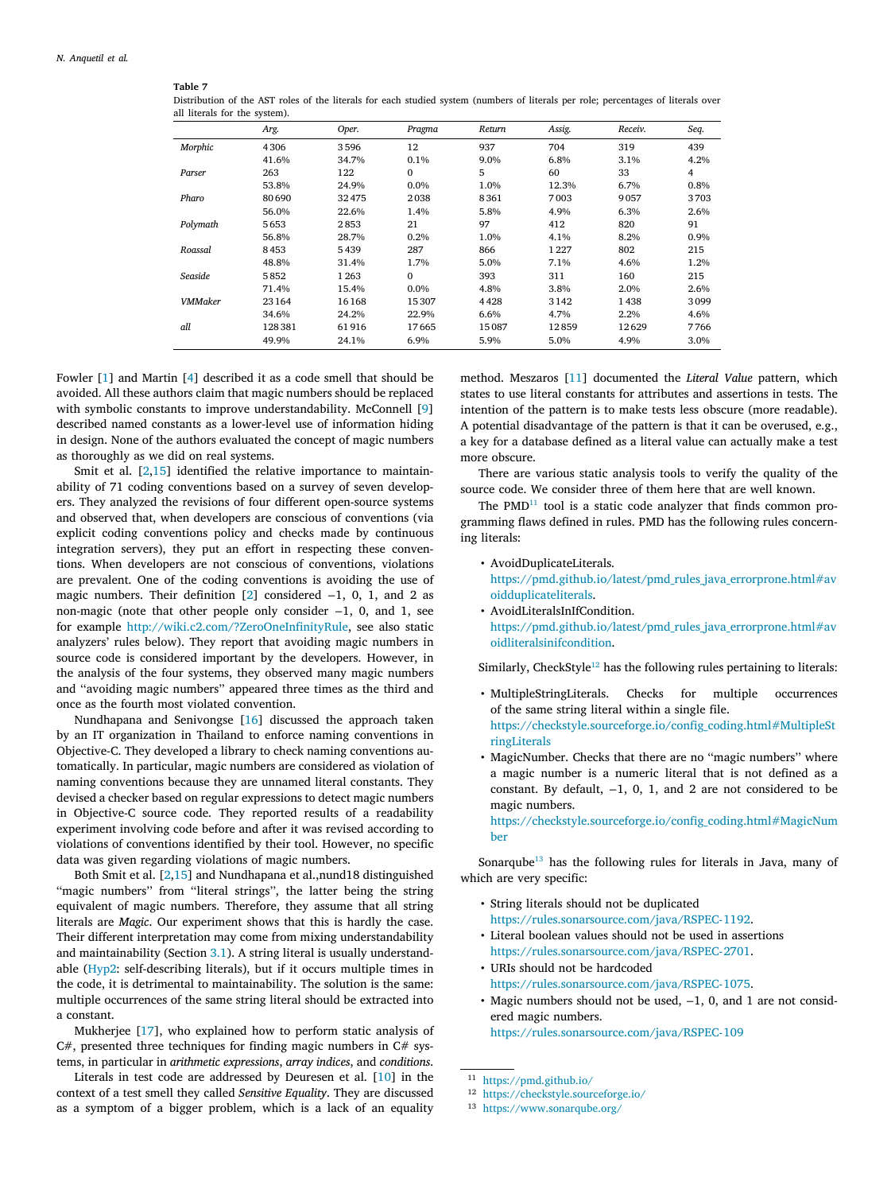**Table 7**
Distribution of the AST roles of the literals for each studied system (numbers of literals per role; percentages of literals over all literals for the system).

| | *Arg.* | *Oper.* | *Pragma* | *Return* | *Assig.* | *Receiv.* | *Seq.* |
|---|---|---|---|---|---|---|---|
| *Morphic* | 4306 | 3596 | 12 | 937 | 704 | 319 | 439 |
| | 41.6% | 34.7% | 0.1% | 9.0% | 6.8% | 3.1% | 4.2% |
| *Parser* | 263 | 122 | 0 | 5 | 60 | 33 | 4 |
| | 53.8% | 24.9% | 0.0% | 1.0% | 12.3% | 6.7% | 0.8% |
| *Pharo* | 80690 | 32475 | 2038 | 8361 | 7003 | 9057 | 3703 |
| | 56.0% | 22.6% | 1.4% | 5.8% | 4.9% | 6.3% | 2.6% |
| *Polymath* | 5653 | 2853 | 21 | 97 | 412 | 820 | 91 |
| | 56.8% | 28.7% | 0.2% | 1.0% | 4.1% | 8.2% | 0.9% |
| *Roassal* | 8453 | 5439 | 287 | 866 | 1227 | 802 | 215 |
| | 48.8% | 31.4% | 1.7% | 5.0% | 7.1% | 4.6% | 1.2% |
| *Seaside* | 5852 | 1263 | 0 | 393 | 311 | 160 | 215 |
| | 71.4% | 15.4% | 0.0% | 4.8% | 3.8% | 2.0% | 2.6% |
| *VMMaker* | 23164 | 16168 | 15307 | 4428 | 3142 | 1438 | 3099 |
| | 34.6% | 24.2% | 22.9% | 6.6% | 4.7% | 2.2% | 4.6% |
| *all* | 128381 | 61916 | 17665 | 15087 | 12859 | 12629 | 7766 |
| | 49.9% | 24.1% | 6.9% | 5.9% | 5.0% | 4.9% | 3.0% |

Fowler [1] and Martin [4] described it as a code smell that should be avoided. All these authors claim that magic numbers should be replaced with symbolic constants to improve understandability. McConnell [9] described named constants as a lower-level use of information hiding in design. None of the authors evaluated the concept of magic numbers as thoroughly as we did on real systems.

Smit et al. [2,15] identified the relative importance to maintainability of 71 coding conventions based on a survey of seven developers. They analyzed the revisions of four different open-source systems and observed that, when developers are conscious of conventions (via explicit coding conventions policy and checks made by continuous integration servers), they put an effort in respecting these conventions. When developers are not conscious of conventions, violations are prevalent. One of the coding conventions is avoiding the use of magic numbers. Their definition [2] considered −1, 0, 1, and 2 as non-magic (note that other people only consider −1, 0, and 1, see for example http://wiki.c2.com/?ZeroOneInfinityRule, see also static analyzers' rules below). They report that avoiding magic numbers in source code is considered important by the developers. However, in the analysis of the four systems, they observed many magic numbers and "avoiding magic numbers" appeared three times as the third and once as the fourth most violated convention.

Nundhapana and Senivongse [16] discussed the approach taken by an IT organization in Thailand to enforce naming conventions in Objective-C. They developed a library to check naming conventions automatically. In particular, magic numbers are considered as violation of naming conventions because they are unnamed literal constants. They devised a checker based on regular expressions to detect magic numbers in Objective-C source code. They reported results of a readability experiment involving code before and after it was revised according to violations of conventions identified by their tool. However, no specific data was given regarding violations of magic numbers.

Both Smit et al. [2,15] and Nundhapana et al.,nund18 distinguished "magic numbers" from "literal strings", the latter being the string equivalent of magic numbers. Therefore, they assume that all string literals are *Magic*. Our experiment shows that this is hardly the case. Their different interpretation may come from mixing understandability and maintainability (Section 3.1). A string literal is usually understandable (Hyp2: self-describing literals), but if it occurs multiple times in the code, it is detrimental to maintainability. The solution is the same: multiple occurrences of the same string literal should be extracted into a constant.

Mukherjee [17], who explained how to perform static analysis of C#, presented three techniques for finding magic numbers in C# systems, in particular in *arithmetic expressions*, *array indices*, and *conditions*.

Literals in test code are addressed by Deuresen et al. [10] in the context of a test smell they called *Sensitive Equality*. They are discussed as a symptom of a bigger problem, which is a lack of an equality method. Meszaros [11] documented the *Literal Value* pattern, which states to use literal constants for attributes and assertions in tests. The intention of the pattern is to make tests less obscure (more readable). A potential disadvantage of the pattern is that it can be overused, e.g., a key for a database defined as a literal value can actually make a test more obscure.

There are various static analysis tools to verify the quality of the source code. We consider three of them here that are well known.

The PMD[11] tool is a static code analyzer that finds common programming flaws defined in rules. PMD has the following rules concerning literals:

- AvoidDuplicateLiterals.
  https://pmd.github.io/latest/pmd_rules_java_errorprone.html#avoidduplicateliterals.
- AvoidLiteralsInIfCondition.
  https://pmd.github.io/latest/pmd_rules_java_errorprone.html#avoidliteralsinifcondition.

Similarly, CheckStyle[12] has the following rules pertaining to literals:

- MultipleStringLiterals. Checks for multiple occurrences of the same string literal within a single file.
  https://checkstyle.sourceforge.io/config_coding.html#MultipleStringLiterals
- MagicNumber. Checks that there are no "magic numbers" where a magic number is a numeric literal that is not defined as a constant. By default, −1, 0, 1, and 2 are not considered to be magic numbers.
  https://checkstyle.sourceforge.io/config_coding.html#MagicNumber

Sonarqube[13] has the following rules for literals in Java, many of which are very specific:

- String literals should not be duplicated
  https://rules.sonarsource.com/java/RSPEC-1192.
- Literal boolean values should not be used in assertions
  https://rules.sonarsource.com/java/RSPEC-2701.
- URIs should not be hardcoded
  https://rules.sonarsource.com/java/RSPEC-1075.
- Magic numbers should not be used, −1, 0, and 1 are not considered magic numbers.
  https://rules.sonarsource.com/java/RSPEC-109

[11] https://pmd.github.io/
[12] https://checkstyle.sourceforge.io/
[13] https://www.sonarqube.org/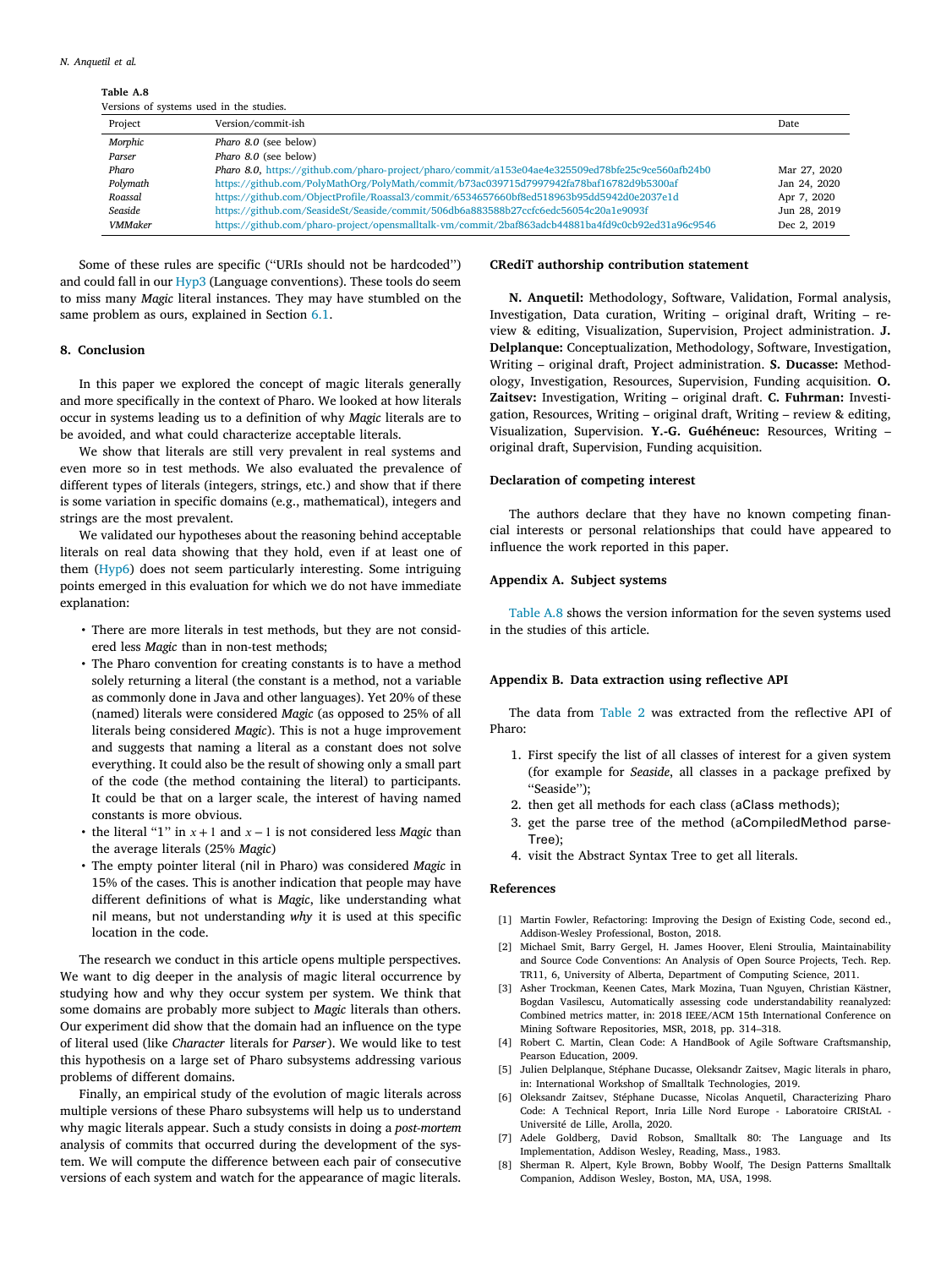Table A.8
Versions of systems used in the studies.

| Project | Version/commit-ish | Date |
|---|---|---|
| *Morphic* | *Pharo 8.0* (see below) | |
| *Parser* | *Pharo 8.0* (see below) | |
| *Pharo* | *Pharo 8.0*, https://github.com/pharo-project/pharo/commit/a153e04ae4e325509ed78bfe25c9ce560afb24b0 | Mar 27, 2020 |
| *Polymath* | https://github.com/PolyMathOrg/PolyMath/commit/b73ac039715d7997942fa78baf16782d9b5300af | Jan 24, 2020 |
| *Roassal* | https://github.com/ObjectProfile/Roassal3/commit/6534657660bf8ed518963b95dd5942d0e2037e1d | Apr 7, 2020 |
| *Seaside* | https://github.com/SeasideSt/Seaside/commit/506db6a883588b27ccfc6edc56054c20a1e9093f | Jun 28, 2019 |
| *VMMaker* | https://github.com/pharo-project/opensmalltalk-vm/commit/2baf863adcb44881ba4fd9c0cb92ed31a96c9546 | Dec 2, 2019 |

Some of these rules are specific ("URIs should not be hardcoded") and could fall in our Hyp3 (Language conventions). These tools do seem to miss many *Magic* literal instances. They may have stumbled on the same problem as ours, explained in Section 6.1.

## 8. Conclusion

In this paper we explored the concept of magic literals generally and more specifically in the context of Pharo. We looked at how literals occur in systems leading us to a definition of why *Magic* literals are to be avoided, and what could characterize acceptable literals.

We show that literals are still very prevalent in real systems and even more so in test methods. We also evaluated the prevalence of different types of literals (integers, strings, etc.) and show that if there is some variation in specific domains (e.g., mathematical), integers and strings are the most prevalent.

We validated our hypotheses about the reasoning behind acceptable literals on real data showing that they hold, even if at least one of them (Hyp6) does not seem particularly interesting. Some intriguing points emerged in this evaluation for which we do not have immediate explanation:

- There are more literals in test methods, but they are not considered less *Magic* than in non-test methods;
- The Pharo convention for creating constants is to have a method solely returning a literal (the constant is a method, not a variable as commonly done in Java and other languages). Yet 20% of these (named) literals were considered *Magic* (as opposed to 25% of all literals being considered *Magic*). This is not a huge improvement and suggests that naming a literal as a constant does not solve everything. It could also be the result of showing only a small part of the code (the method containing the literal) to participants. It could be that on a larger scale, the interest of having named constants is more obvious.
- the literal "1" in $x+1$ and $x-1$ is not considered less *Magic* than the average literals (25% *Magic*)
- The empty pointer literal (nil in Pharo) was considered *Magic* in 15% of the cases. This is another indication that people may have different definitions of what is *Magic*, like understanding what nil means, but not understanding *why* it is used at this specific location in the code.

The research we conduct in this article opens multiple perspectives. We want to dig deeper in the analysis of magic literal occurrence by studying how and why they occur system per system. We think that some domains are probably more subject to *Magic* literals than others. Our experiment did show that the domain had an influence on the type of literal used (like *Character* literals for *Parser*). We would like to test this hypothesis on a large set of Pharo subsystems addressing various problems of different domains.

Finally, an empirical study of the evolution of magic literals across multiple versions of these Pharo subsystems will help us to understand why magic literals appear. Such a study consists in doing a *post-mortem* analysis of commits that occurred during the development of the system. We will compute the difference between each pair of consecutive versions of each system and watch for the appearance of magic literals.

## CRediT authorship contribution statement

**N. Anquetil:** Methodology, Software, Validation, Formal analysis, Investigation, Data curation, Writing – original draft, Writing – review & editing, Visualization, Supervision, Project administration. **J. Delplanque:** Conceptualization, Methodology, Software, Investigation, Writing – original draft, Project administration. **S. Ducasse:** Methodology, Investigation, Resources, Supervision, Funding acquisition. **O. Zaitsev:** Investigation, Writing – original draft. **C. Fuhrman:** Investigation, Resources, Writing – original draft, Writing – review & editing, Visualization, Supervision. **Y.-G. Guéhéneuc:** Resources, Writing – original draft, Supervision, Funding acquisition.

## Declaration of competing interest

The authors declare that they have no known competing financial interests or personal relationships that could have appeared to influence the work reported in this paper.

## Appendix A. Subject systems

Table A.8 shows the version information for the seven systems used in the studies of this article.

## Appendix B. Data extraction using reflective API

The data from Table 2 was extracted from the reflective API of Pharo:

1. First specify the list of all classes of interest for a given system (for example for *Seaside*, all classes in a package prefixed by "Seaside");
2. then get all methods for each class (aClass methods);
3. get the parse tree of the method (aCompiledMethod parseTree);
4. visit the Abstract Syntax Tree to get all literals.

## References

[1] Martin Fowler, Refactoring: Improving the Design of Existing Code, second ed., Addison-Wesley Professional, Boston, 2018.

[2] Michael Smit, Barry Gergel, H. James Hoover, Eleni Stroulia, Maintainability and Source Code Conventions: An Analysis of Open Source Projects, Tech. Rep. TR11, 6, University of Alberta, Department of Computing Science, 2011.

[3] Asher Trockman, Keenen Cates, Mark Mozina, Tuan Nguyen, Christian Kästner, Bogdan Vasilescu, Automatically assessing code understandability reanalyzed: Combined metrics matter, in: 2018 IEEE/ACM 15th International Conference on Mining Software Repositories, MSR, 2018, pp. 314–318.

[4] Robert C. Martin, Clean Code: A HandBook of Agile Software Craftsmanship, Pearson Education, 2009.

[5] Julien Delplanque, Stéphane Ducasse, Oleksandr Zaitsev, Magic literals in pharo, in: International Workshop of Smalltalk Technologies, 2019.

[6] Oleksandr Zaitsev, Stéphane Ducasse, Nicolas Anquetil, Characterizing Pharo Code: A Technical Report, Inria Lille Nord Europe - Laboratoire CRIStAL - Université de Lille, Arolla, 2020.

[7] Adele Goldberg, David Robson, Smalltalk 80: The Language and Its Implementation, Addison Wesley, Reading, Mass., 1983.

[8] Sherman R. Alpert, Kyle Brown, Bobby Woolf, The Design Patterns Smalltalk Companion, Addison Wesley, Boston, MA, USA, 1998.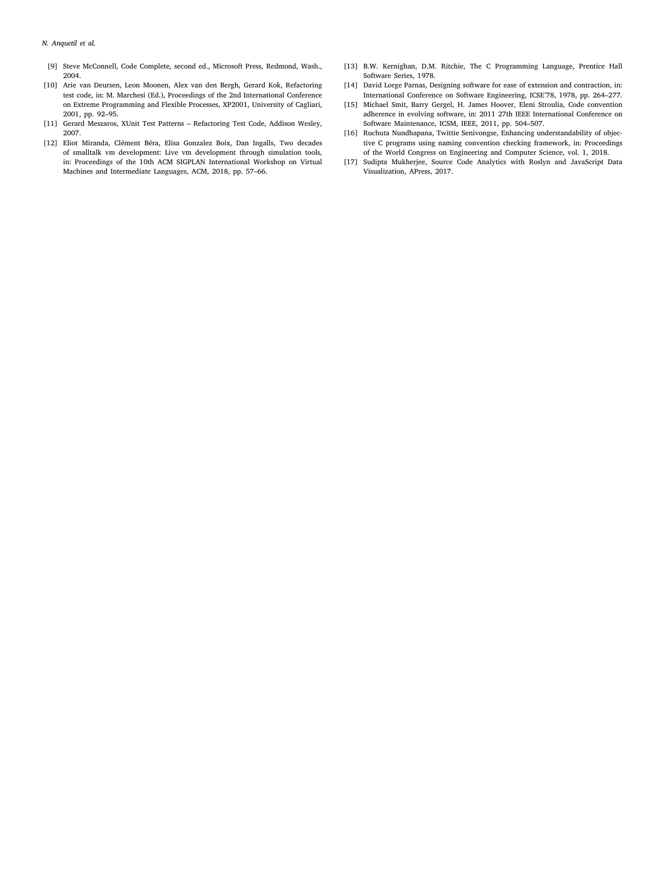[9] Steve McConnell, Code Complete, second ed., Microsoft Press, Redmond, Wash., 2004.

[10] Arie van Deursen, Leon Moonen, Alex van den Bergh, Gerard Kok, Refactoring test code, in: M. Marchesi (Ed.), Proceedings of the 2nd International Conference on Extreme Programming and Flexible Processes, XP2001, University of Cagliari, 2001, pp. 92–95.

[11] Gerard Meszaros, XUnit Test Patterns – Refactoring Test Code, Addison Wesley, 2007.

[12] Eliot Miranda, Clément Béra, Elisa Gonzalez Boix, Dan Ingalls, Two decades of smalltalk vm development: Live vm development through simulation tools, in: Proceedings of the 10th ACM SIGPLAN International Workshop on Virtual Machines and Intermediate Languages, ACM, 2018, pp. 57–66.

[13] B.W. Kernighan, D.M. Ritchie, The C Programming Language, Prentice Hall Software Series, 1978.

[14] David Lorge Parnas, Designing software for ease of extension and contraction, in: International Conference on Software Engineering, ICSE'78, 1978, pp. 264–277.

[15] Michael Smit, Barry Gergel, H. James Hoover, Eleni Stroulia, Code convention adherence in evolving software, in: 2011 27th IEEE International Conference on Software Maintenance, ICSM, IEEE, 2011, pp. 504–507.

[16] Ruchuta Nundhapana, Twittie Senivongse, Enhancing understandability of objective C programs using naming convention checking framework, in: Proceedings of the World Congress on Engineering and Computer Science, vol. 1, 2018.

[17] Sudipta Mukherjee, Source Code Analytics with Roslyn and JavaScript Data Visualization, APress, 2017.